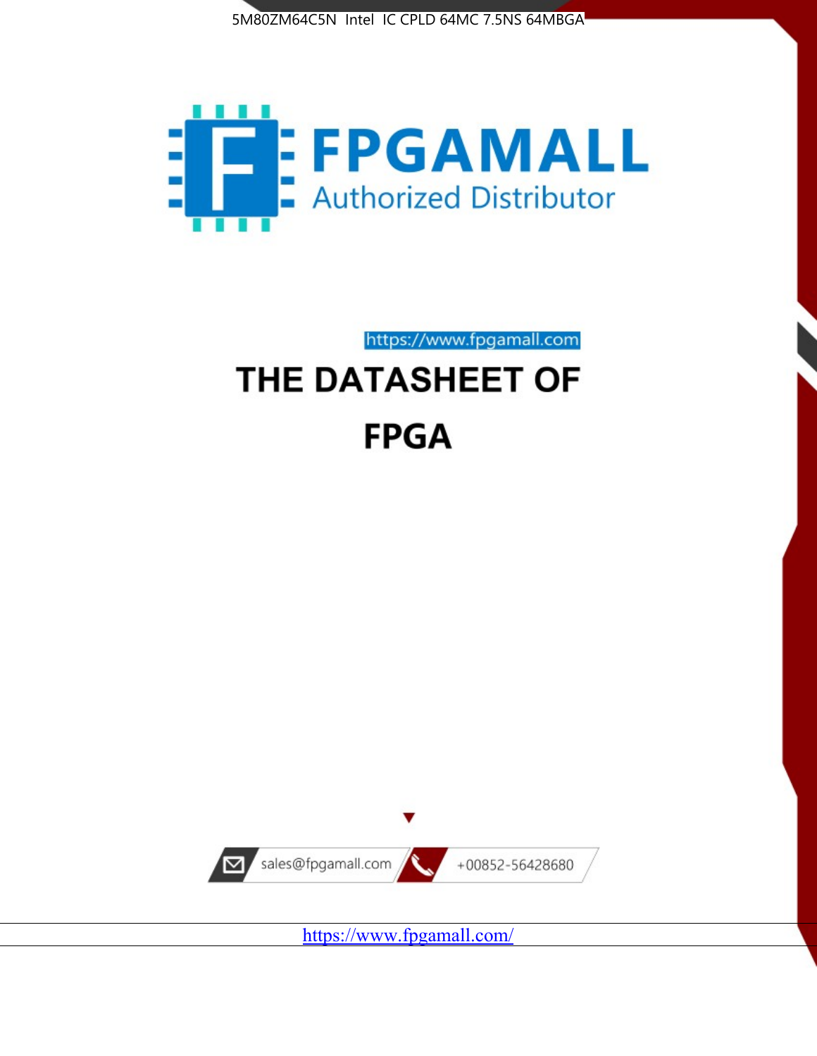5M80ZM64C5N Intel IC CPLD 64MC 7.5NS 64MBGA

FPGAMALL
Authorized Distributor

https://www.fpgamall.com

# THE DATASHEET OF

# FPGA

sales@fpgamall.com

+00852-56428680

https://www.fpgamall.com/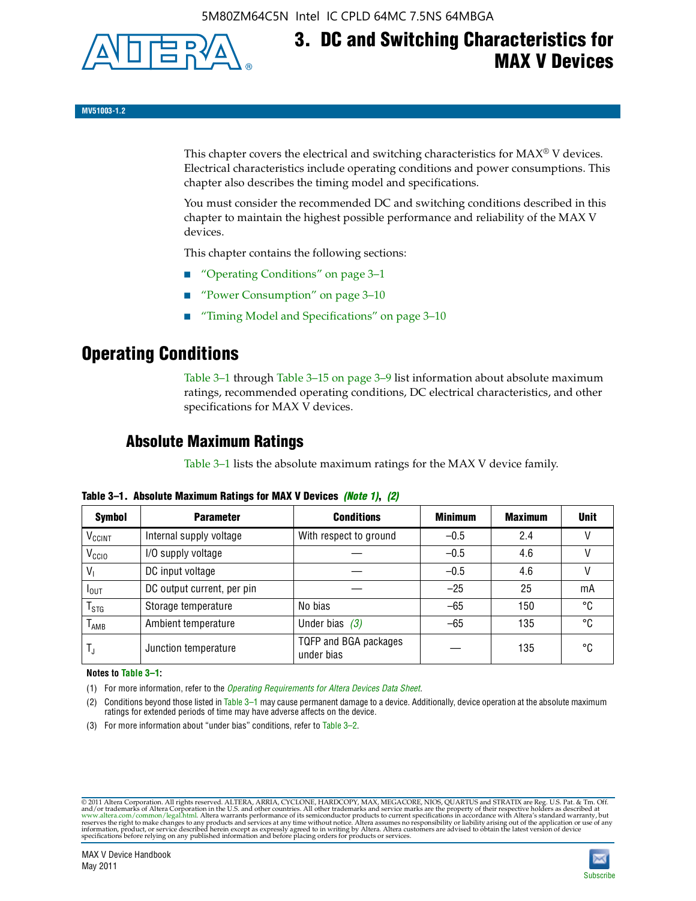# 3. DC and Switching Characteristics for MAX V Devices

MV51003-1.2

This chapter covers the electrical and switching characteristics for MAX® V devices. Electrical characteristics include operating conditions and power consumptions. This chapter also describes the timing model and specifications.

You must consider the recommended DC and switching conditions described in this chapter to maintain the highest possible performance and reliability of the MAX V devices.

This chapter contains the following sections:

- "Operating Conditions" on page 3–1
- "Power Consumption" on page 3–10
- "Timing Model and Specifications" on page 3–10

## Operating Conditions

Table 3–1 through Table 3–15 on page 3–9 list information about absolute maximum ratings, recommended operating conditions, DC electrical characteristics, and other specifications for MAX V devices.

### Absolute Maximum Ratings

Table 3–1 lists the absolute maximum ratings for the MAX V device family.

**Table 3–1. Absolute Maximum Ratings for MAX V Devices** *(Note 1)*, *(2)*

| Symbol | Parameter | Conditions | Minimum | Maximum | Unit |
|---|---|---|---|---|---|
| $V_{CCINT}$ | Internal supply voltage | With respect to ground | –0.5 | 2.4 | V |
| $V_{CCIO}$ | I/O supply voltage | — | –0.5 | 4.6 | V |
| $V_I$ | DC input voltage | — | –0.5 | 4.6 | V |
| $I_{OUT}$ | DC output current, per pin | — | –25 | 25 | mA |
| $T_{STG}$ | Storage temperature | No bias | –65 | 150 | °C |
| $T_{AMB}$ | Ambient temperature | Under bias *(3)* | –65 | 135 | °C |
| $T_J$ | Junction temperature | TQFP and BGA packages under bias | — | 135 | °C |

**Notes to Table 3–1:**

(1) For more information, refer to the *Operating Requirements for Altera Devices Data Sheet*.

(2) Conditions beyond those listed in Table 3–1 may cause permanent damage to a device. Additionally, device operation at the absolute maximum ratings for extended periods of time may have adverse affects on the device.

(3) For more information about "under bias" conditions, refer to Table 3–2.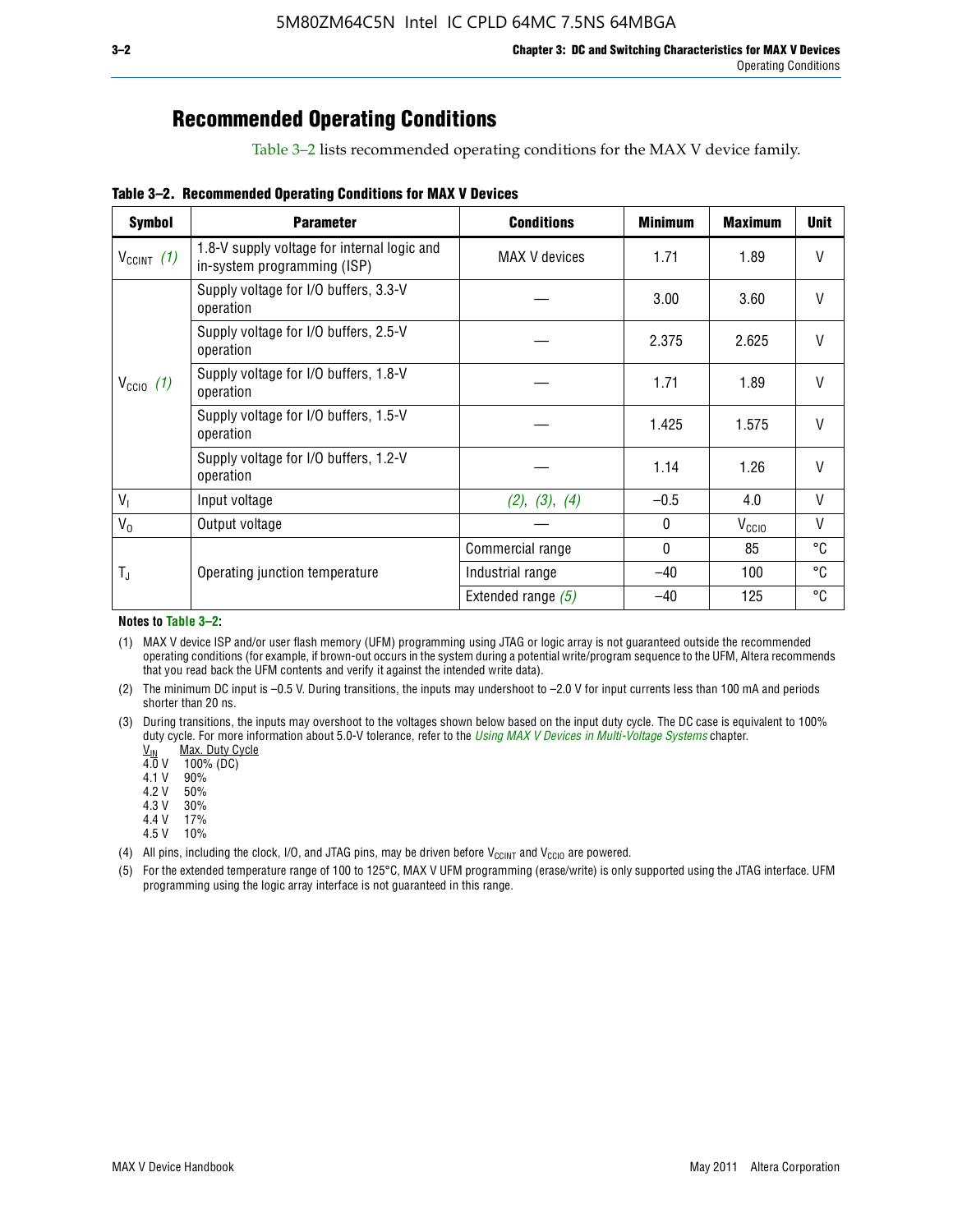# Recommended Operating Conditions

Table 3–2 lists recommended operating conditions for the MAX V device family.

**Table 3–2. Recommended Operating Conditions for MAX V Devices**

| Symbol | Parameter | Conditions | Minimum | Maximum | Unit |
|---|---|---|---|---|---|
| $V_{CCINT}$ *(1)* | 1.8-V supply voltage for internal logic and in-system programming (ISP) | MAX V devices | 1.71 | 1.89 | V |
| $V_{CCIO}$ *(1)* | Supply voltage for I/O buffers, 3.3-V operation | — | 3.00 | 3.60 | V |
| | Supply voltage for I/O buffers, 2.5-V operation | — | 2.375 | 2.625 | V |
| | Supply voltage for I/O buffers, 1.8-V operation | — | 1.71 | 1.89 | V |
| | Supply voltage for I/O buffers, 1.5-V operation | — | 1.425 | 1.575 | V |
| | Supply voltage for I/O buffers, 1.2-V operation | — | 1.14 | 1.26 | V |
| $V_I$ | Input voltage | *(2)*, *(3)*, *(4)* | –0.5 | 4.0 | V |
| $V_O$ | Output voltage | — | 0 | $V_{CCIO}$ | V |
| $T_J$ | Operating junction temperature | Commercial range | 0 | 85 | °C |
| | | Industrial range | –40 | 100 | °C |
| | | Extended range *(5)* | –40 | 125 | °C |

**Notes to Table 3–2:**

(1) MAX V device ISP and/or user flash memory (UFM) programming using JTAG or logic array is not guaranteed outside the recommended operating conditions (for example, if brown-out occurs in the system during a potential write/program sequence to the UFM, Altera recommends that you read back the UFM contents and verify it against the intended write data).

(2) The minimum DC input is –0.5 V. During transitions, the inputs may undershoot to –2.0 V for input currents less than 100 mA and periods shorter than 20 ns.

(3) During transitions, the inputs may overshoot to the voltages shown below based on the input duty cycle. The DC case is equivalent to 100% duty cycle. For more information about 5.0-V tolerance, refer to the *Using MAX V Devices in Multi-Voltage Systems* chapter.

| $V_{IN}$ | Max. Duty Cycle |
|---|---|
| 4.0 V | 100% (DC) |
| 4.1 V | 90% |
| 4.2 V | 50% |
| 4.3 V | 30% |
| 4.4 V | 17% |
| 4.5 V | 10% |

(4) All pins, including the clock, I/O, and JTAG pins, may be driven before $V_{CCINT}$ and $V_{CCIO}$ are powered.

(5) For the extended temperature range of 100 to 125°C, MAX V UFM programming (erase/write) is only supported using the JTAG interface. UFM programming using the logic array interface is not guaranteed in this range.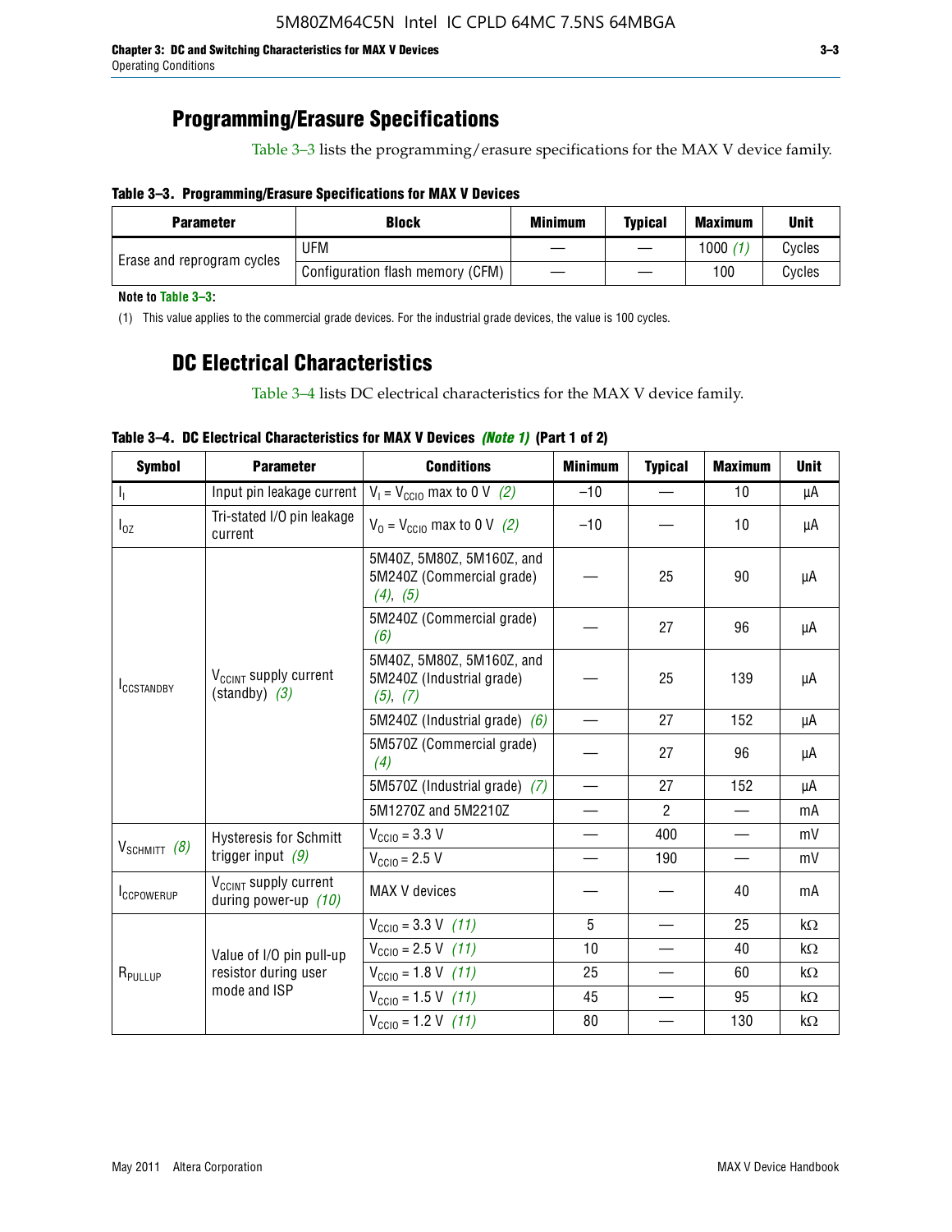## Programming/Erasure Specifications

Table 3–3 lists the programming/erasure specifications for the MAX V device family.

**Table 3–3. Programming/Erasure Specifications for MAX V Devices**

| Parameter | Block | Minimum | Typical | Maximum | Unit |
|---|---|---|---|---|---|
| Erase and reprogram cycles | UFM | — | — | 1000 *(1)* | Cycles |
| | Configuration flash memory (CFM) | — | — | 100 | Cycles |

**Note to Table 3–3:**

(1) This value applies to the commercial grade devices. For the industrial grade devices, the value is 100 cycles.

## DC Electrical Characteristics

Table 3–4 lists DC electrical characteristics for the MAX V device family.

**Table 3–4. DC Electrical Characteristics for MAX V Devices *(Note 1)* (Part 1 of 2)**

| Symbol | Parameter | Conditions | Minimum | Typical | Maximum | Unit |
|---|---|---|---|---|---|---|
| $I_I$ | Input pin leakage current | $V_I = V_{CCIO}$ max to 0 V *(2)* | –10 | — | 10 | µA |
| $I_{OZ}$ | Tri-stated I/O pin leakage current | $V_O = V_{CCIO}$ max to 0 V *(2)* | –10 | — | 10 | µA |
| $I_{CCSTANDBY}$ | $V_{CCINT}$ supply current (standby) *(3)* | 5M40Z, 5M80Z, 5M160Z, and 5M240Z (Commercial grade) *(4)*, *(5)* | — | 25 | 90 | µA |
| | | 5M240Z (Commercial grade) *(6)* | — | 27 | 96 | µA |
| | | 5M40Z, 5M80Z, 5M160Z, and 5M240Z (Industrial grade) *(5)*, *(7)* | — | 25 | 139 | µA |
| | | 5M240Z (Industrial grade) *(6)* | — | 27 | 152 | µA |
| | | 5M570Z (Commercial grade) *(4)* | — | 27 | 96 | µA |
| | | 5M570Z (Industrial grade) *(7)* | — | 27 | 152 | µA |
| | | 5M1270Z and 5M2210Z | — | 2 | — | mA |
| $V_{SCHMITT}$ *(8)* | Hysteresis for Schmitt trigger input *(9)* | $V_{CCIO}$ = 3.3 V | — | 400 | — | mV |
| | | $V_{CCIO}$ = 2.5 V | — | 190 | — | mV |
| $I_{CCPOWERUP}$ | $V_{CCINT}$ supply current during power-up *(10)* | MAX V devices | — | — | 40 | mA |
| $R_{PULLUP}$ | Value of I/O pin pull-up resistor during user mode and ISP | $V_{CCIO}$ = 3.3 V *(11)* | 5 | — | 25 | kΩ |
| | | $V_{CCIO}$ = 2.5 V *(11)* | 10 | — | 40 | kΩ |
| | | $V_{CCIO}$ = 1.8 V *(11)* | 25 | — | 60 | kΩ |
| | | $V_{CCIO}$ = 1.5 V *(11)* | 45 | — | 95 | kΩ |
| | | $V_{CCIO}$ = 1.2 V *(11)* | 80 | — | 130 | kΩ |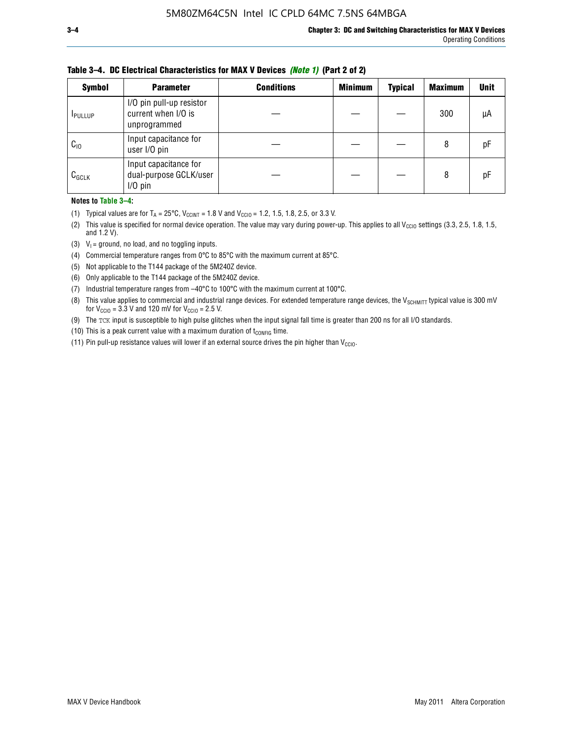**Table 3–4. DC Electrical Characteristics for MAX V Devices *(Note 1)* (Part 2 of 2)**

| Symbol | Parameter | Conditions | Minimum | Typical | Maximum | Unit |
|---|---|---|---|---|---|---|
| $I_{PULLUP}$ | I/O pin pull-up resistor current when I/O is unprogrammed | — | — | — | 300 | µA |
| $C_{IO}$ | Input capacitance for user I/O pin | — | — | — | 8 | pF |
| $C_{GCLK}$ | Input capacitance for dual-purpose GCLK/user I/O pin | — | — | — | 8 | pF |

**Notes to Table 3–4:**

(1) Typical values are for $T_A$ = 25°C, $V_{CCINT}$ = 1.8 V and $V_{CCIO}$ = 1.2, 1.5, 1.8, 2.5, or 3.3 V.

(2) This value is specified for normal device operation. The value may vary during power-up. This applies to all $V_{CCIO}$ settings (3.3, 2.5, 1.8, 1.5, and 1.2 V).

(3) $V_I$ = ground, no load, and no toggling inputs.

(4) Commercial temperature ranges from 0°C to 85°C with the maximum current at 85°C.

(5) Not applicable to the T144 package of the 5M240Z device.

(6) Only applicable to the T144 package of the 5M240Z device.

(7) Industrial temperature ranges from –40°C to 100°C with the maximum current at 100°C.

(8) This value applies to commercial and industrial range devices. For extended temperature range devices, the $V_{SCHMITT}$ typical value is 300 mV for $V_{CCIO}$ = 3.3 V and 120 mV for $V_{CCIO}$ = 2.5 V.

(9) The TCK input is susceptible to high pulse glitches when the input signal fall time is greater than 200 ns for all I/O standards.

(10) This is a peak current value with a maximum duration of $t_{CONFIG}$ time.

(11) Pin pull-up resistance values will lower if an external source drives the pin higher than $V_{CCIO}$.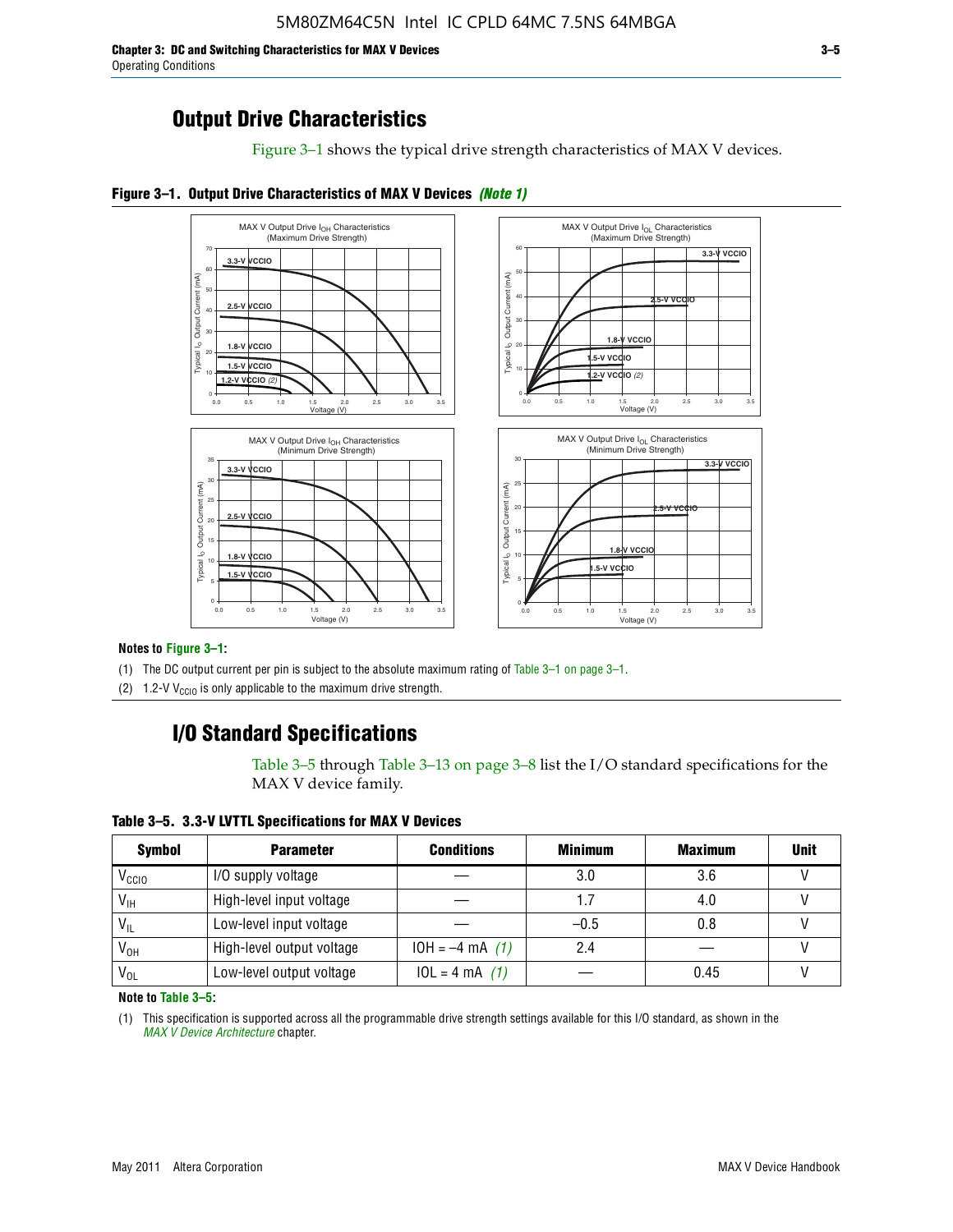## Output Drive Characteristics

Figure 3–1 shows the typical drive strength characteristics of MAX V devices.

**Figure 3–1. Output Drive Characteristics of MAX V Devices** ***(Note 1)***

**Notes to Figure 3–1:**

(1) The DC output current per pin is subject to the absolute maximum rating of Table 3–1 on page 3–1.

(2) 1.2-V $V_{CCIO}$ is only applicable to the maximum drive strength.

## I/O Standard Specifications

Table 3–5 through Table 3–13 on page 3–8 list the I/O standard specifications for the MAX V device family.

**Table 3–5. 3.3-V LVTTL Specifications for MAX V Devices**

| Symbol | Parameter | Conditions | Minimum | Maximum | Unit |
|---|---|---|---|---|---|
| $V_{CCIO}$ | I/O supply voltage | — | 3.0 | 3.6 | V |
| $V_{IH}$ | High-level input voltage | — | 1.7 | 4.0 | V |
| $V_{IL}$ | Low-level input voltage | — | –0.5 | 0.8 | V |
| $V_{OH}$ | High-level output voltage | IOH = –4 mA *(1)* | 2.4 | — | V |
| $V_{OL}$ | Low-level output voltage | IOL = 4 mA *(1)* | — | 0.45 | V |

**Note to Table 3–5:**

(1) This specification is supported across all the programmable drive strength settings available for this I/O standard, as shown in the *MAX V Device Architecture* chapter.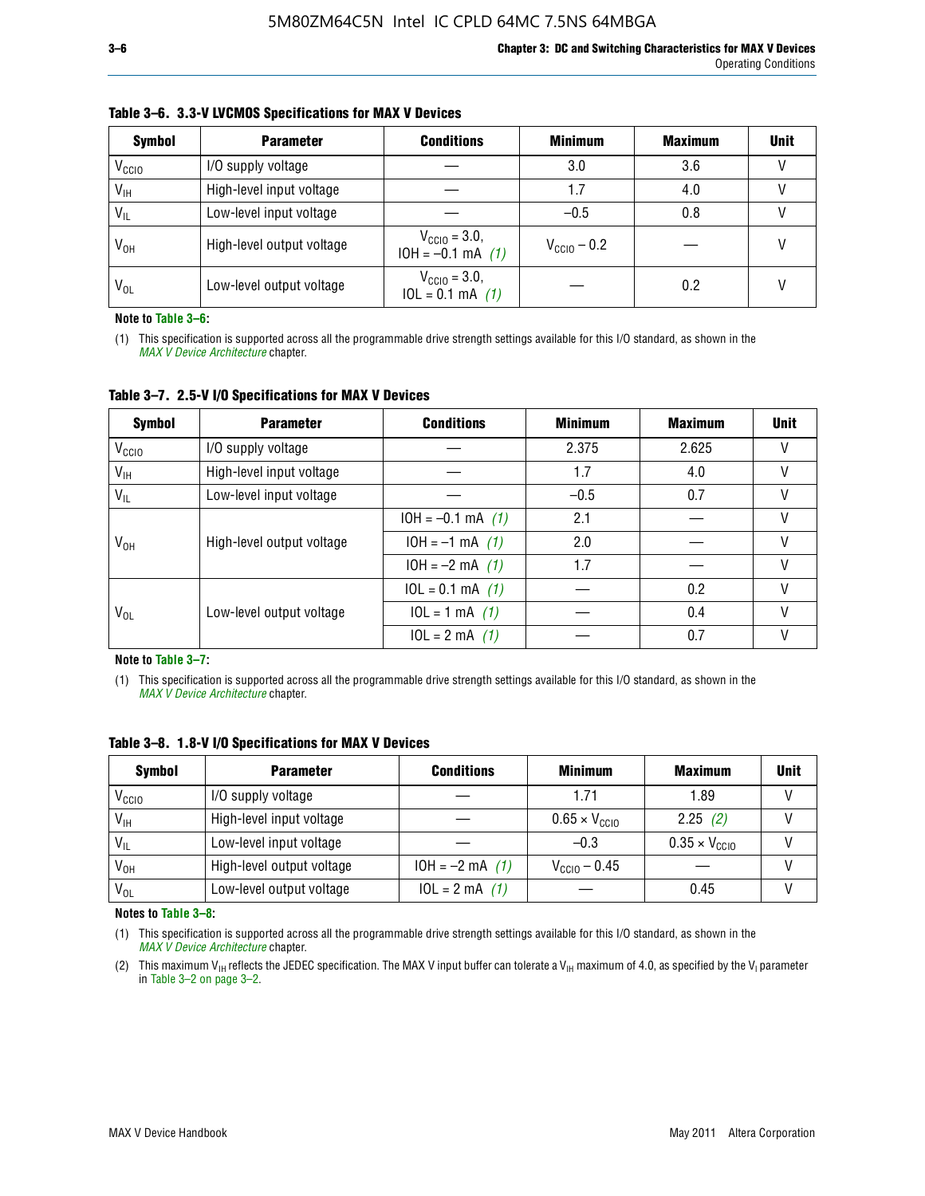**Table 3–6. 3.3-V LVCMOS Specifications for MAX V Devices**

| Symbol | Parameter | Conditions | Minimum | Maximum | Unit |
|---|---|---|---|---|---|
| $V_{CCIO}$ | I/O supply voltage | — | 3.0 | 3.6 | V |
| $V_{IH}$ | High-level input voltage | — | 1.7 | 4.0 | V |
| $V_{IL}$ | Low-level input voltage | — | –0.5 | 0.8 | V |
| $V_{OH}$ | High-level output voltage | $V_{CCIO}$ = 3.0, IOH = –0.1 mA *(1)* | $V_{CCIO}$ – 0.2 | — | V |
| $V_{OL}$ | Low-level output voltage | $V_{CCIO}$ = 3.0, IOL = 0.1 mA *(1)* | — | 0.2 | V |

**Note to Table 3–6:**

(1) This specification is supported across all the programmable drive strength settings available for this I/O standard, as shown in the *MAX V Device Architecture* chapter.

**Table 3–7. 2.5-V I/O Specifications for MAX V Devices**

| Symbol | Parameter | Conditions | Minimum | Maximum | Unit |
|---|---|---|---|---|---|
| $V_{CCIO}$ | I/O supply voltage | — | 2.375 | 2.625 | V |
| $V_{IH}$ | High-level input voltage | — | 1.7 | 4.0 | V |
| $V_{IL}$ | Low-level input voltage | — | –0.5 | 0.7 | V |
| $V_{OH}$ | High-level output voltage | IOH = –0.1 mA *(1)* | 2.1 | — | V |
| | | IOH = –1 mA *(1)* | 2.0 | — | V |
| | | IOH = –2 mA *(1)* | 1.7 | — | V |
| $V_{OL}$ | Low-level output voltage | IOL = 0.1 mA *(1)* | — | 0.2 | V |
| | | IOL = 1 mA *(1)* | — | 0.4 | V |
| | | IOL = 2 mA *(1)* | — | 0.7 | V |

**Note to Table 3–7:**

(1) This specification is supported across all the programmable drive strength settings available for this I/O standard, as shown in the *MAX V Device Architecture* chapter.

**Table 3–8. 1.8-V I/O Specifications for MAX V Devices**

| Symbol | Parameter | Conditions | Minimum | Maximum | Unit |
|---|---|---|---|---|---|
| $V_{CCIO}$ | I/O supply voltage | — | 1.71 | 1.89 | V |
| $V_{IH}$ | High-level input voltage | — | 0.65 × $V_{CCIO}$ | 2.25 *(2)* | V |
| $V_{IL}$ | Low-level input voltage | — | –0.3 | 0.35 × $V_{CCIO}$ | V |
| $V_{OH}$ | High-level output voltage | IOH = –2 mA *(1)* | $V_{CCIO}$ – 0.45 | — | V |
| $V_{OL}$ | Low-level output voltage | IOL = 2 mA *(1)* | — | 0.45 | V |

**Notes to Table 3–8:**

(1) This specification is supported across all the programmable drive strength settings available for this I/O standard, as shown in the *MAX V Device Architecture* chapter.

(2) This maximum $V_{IH}$ reflects the JEDEC specification. The MAX V input buffer can tolerate a $V_{IH}$ maximum of 4.0, as specified by the $V_I$ parameter in Table 3–2 on page 3–2.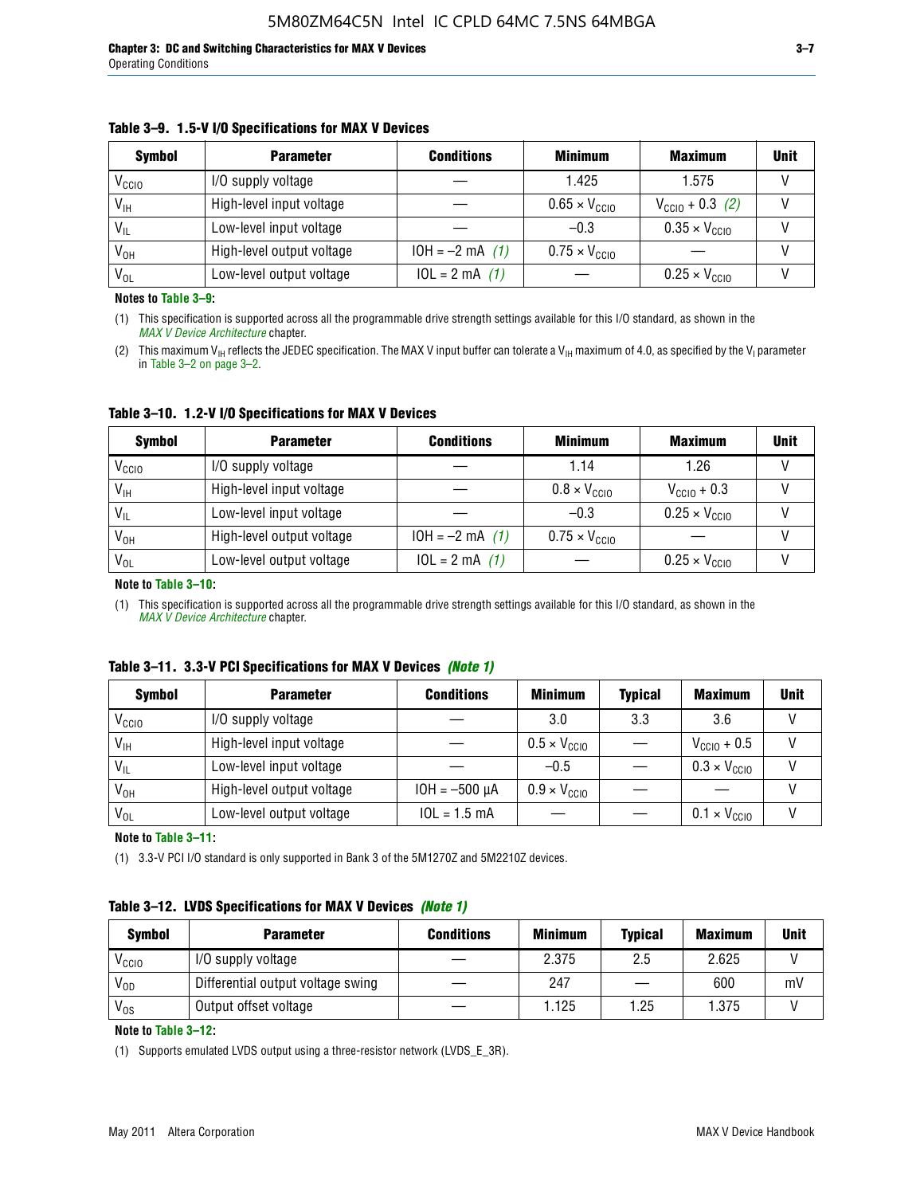**Table 3–9. 1.5-V I/O Specifications for MAX V Devices**

| Symbol | Parameter | Conditions | Minimum | Maximum | Unit |
|---|---|---|---|---|---|
| $V_{CCIO}$ | I/O supply voltage | — | 1.425 | 1.575 | V |
| $V_{IH}$ | High-level input voltage | — | $0.65 \times V_{CCIO}$ | $V_{CCIO} + 0.3$ *(2)* | V |
| $V_{IL}$ | Low-level input voltage | — | –0.3 | $0.35 \times V_{CCIO}$ | V |
| $V_{OH}$ | High-level output voltage | IOH = –2 mA *(1)* | $0.75 \times V_{CCIO}$ | — | V |
| $V_{OL}$ | Low-level output voltage | IOL = 2 mA *(1)* | — | $0.25 \times V_{CCIO}$ | V |

**Notes to Table 3–9:**

(1) This specification is supported across all the programmable drive strength settings available for this I/O standard, as shown in the *MAX V Device Architecture* chapter.

(2) This maximum $V_{IH}$ reflects the JEDEC specification. The MAX V input buffer can tolerate a $V_{IH}$ maximum of 4.0, as specified by the $V_I$ parameter in Table 3–2 on page 3–2.

**Table 3–10. 1.2-V I/O Specifications for MAX V Devices**

| Symbol | Parameter | Conditions | Minimum | Maximum | Unit |
|---|---|---|---|---|---|
| $V_{CCIO}$ | I/O supply voltage | — | 1.14 | 1.26 | V |
| $V_{IH}$ | High-level input voltage | — | $0.8 \times V_{CCIO}$ | $V_{CCIO} + 0.3$ | V |
| $V_{IL}$ | Low-level input voltage | — | –0.3 | $0.25 \times V_{CCIO}$ | V |
| $V_{OH}$ | High-level output voltage | IOH = –2 mA *(1)* | $0.75 \times V_{CCIO}$ | — | V |
| $V_{OL}$ | Low-level output voltage | IOL = 2 mA *(1)* | — | $0.25 \times V_{CCIO}$ | V |

**Note to Table 3–10:**

(1) This specification is supported across all the programmable drive strength settings available for this I/O standard, as shown in the *MAX V Device Architecture* chapter.

**Table 3–11. 3.3-V PCI Specifications for MAX V Devices *(Note 1)***

| Symbol | Parameter | Conditions | Minimum | Typical | Maximum | Unit |
|---|---|---|---|---|---|---|
| $V_{CCIO}$ | I/O supply voltage | — | 3.0 | 3.3 | 3.6 | V |
| $V_{IH}$ | High-level input voltage | — | $0.5 \times V_{CCIO}$ | — | $V_{CCIO} + 0.5$ | V |
| $V_{IL}$ | Low-level input voltage | — | –0.5 | — | $0.3 \times V_{CCIO}$ | V |
| $V_{OH}$ | High-level output voltage | IOH = –500 µA | $0.9 \times V_{CCIO}$ | — | — | V |
| $V_{OL}$ | Low-level output voltage | IOL = 1.5 mA | — | — | $0.1 \times V_{CCIO}$ | V |

**Note to Table 3–11:**

(1) 3.3-V PCI I/O standard is only supported in Bank 3 of the 5M1270Z and 5M2210Z devices.

**Table 3–12. LVDS Specifications for MAX V Devices *(Note 1)***

| Symbol | Parameter | Conditions | Minimum | Typical | Maximum | Unit |
|---|---|---|---|---|---|---|
| $V_{CCIO}$ | I/O supply voltage | — | 2.375 | 2.5 | 2.625 | V |
| $V_{OD}$ | Differential output voltage swing | — | 247 | — | 600 | mV |
| $V_{OS}$ | Output offset voltage | — | 1.125 | 1.25 | 1.375 | V |

**Note to Table 3–12:**

(1) Supports emulated LVDS output using a three-resistor network (LVDS_E_3R).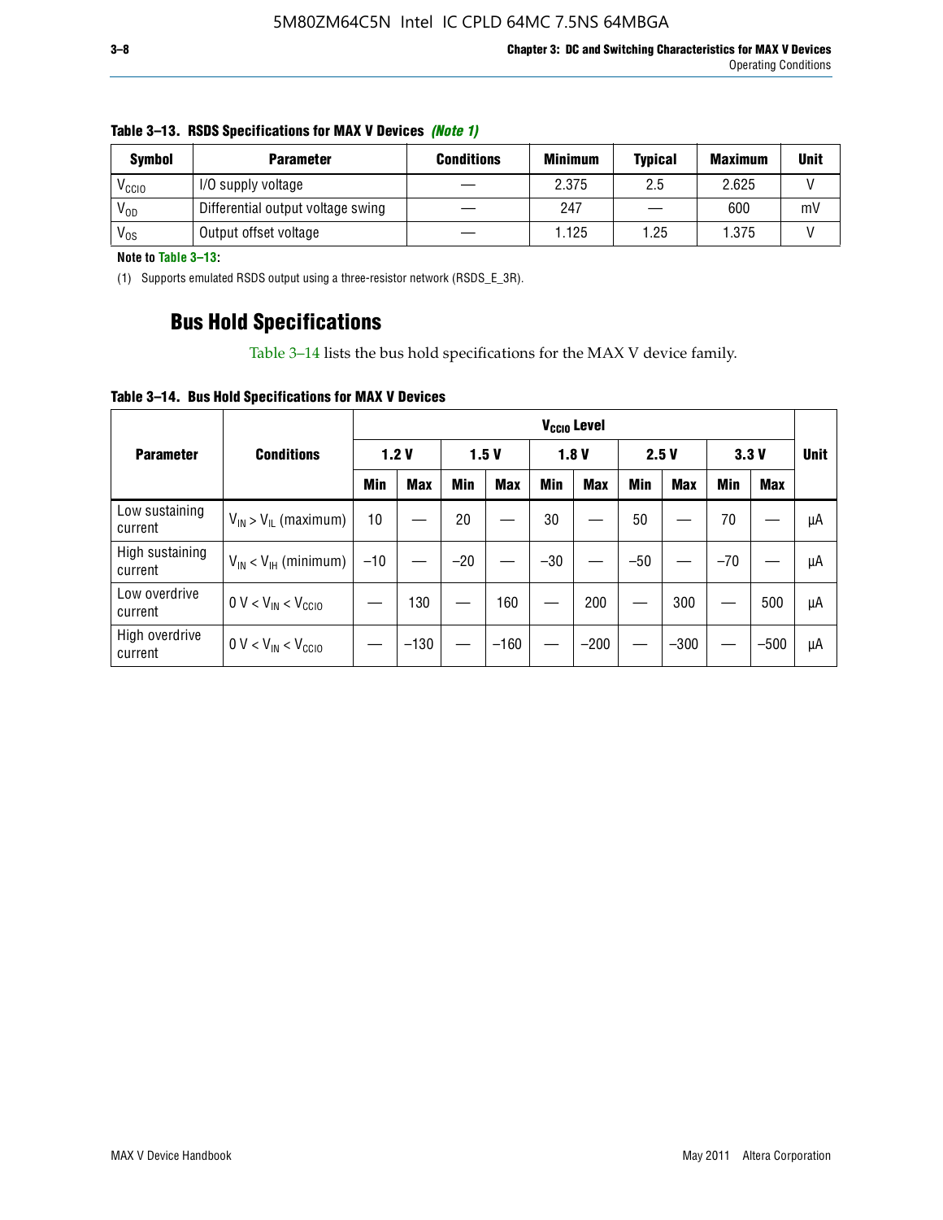**Table 3–13. RSDS Specifications for MAX V Devices *(Note 1)***

| Symbol | Parameter | Conditions | Minimum | Typical | Maximum | Unit |
|---|---|---|---|---|---|---|
| $V_{CCIO}$ | I/O supply voltage | — | 2.375 | 2.5 | 2.625 | V |
| $V_{OD}$ | Differential output voltage swing | — | 247 | — | 600 | mV |
| $V_{OS}$ | Output offset voltage | — | 1.125 | 1.25 | 1.375 | V |

**Note to Table 3–13:**

(1) Supports emulated RSDS output using a three-resistor network (RSDS_E_3R).

## Bus Hold Specifications

Table 3–14 lists the bus hold specifications for the MAX V device family.

**Table 3–14. Bus Hold Specifications for MAX V Devices**

| Parameter | Conditions | $V_{CCIO}$ Level | | | | | | | | | | Unit |
|---|---|---|---|---|---|---|---|---|---|---|---|---|
| | | 1.2 V | | 1.5 V | | 1.8 V | | 2.5 V | | 3.3 V | | |
| | | Min | Max | Min | Max | Min | Max | Min | Max | Min | Max | |
| Low sustaining current | $V_{IN} > V_{IL}$ (maximum) | 10 | — | 20 | — | 30 | — | 50 | — | 70 | — | µA |
| High sustaining current | $V_{IN} < V_{IH}$ (minimum) | –10 | — | –20 | — | –30 | — | –50 | — | –70 | — | µA |
| Low overdrive current | $0\ V < V_{IN} < V_{CCIO}$ | — | 130 | — | 160 | — | 200 | — | 300 | — | 500 | µA |
| High overdrive current | $0\ V < V_{IN} < V_{CCIO}$ | — | –130 | — | –160 | — | –200 | — | –300 | — | –500 | µA |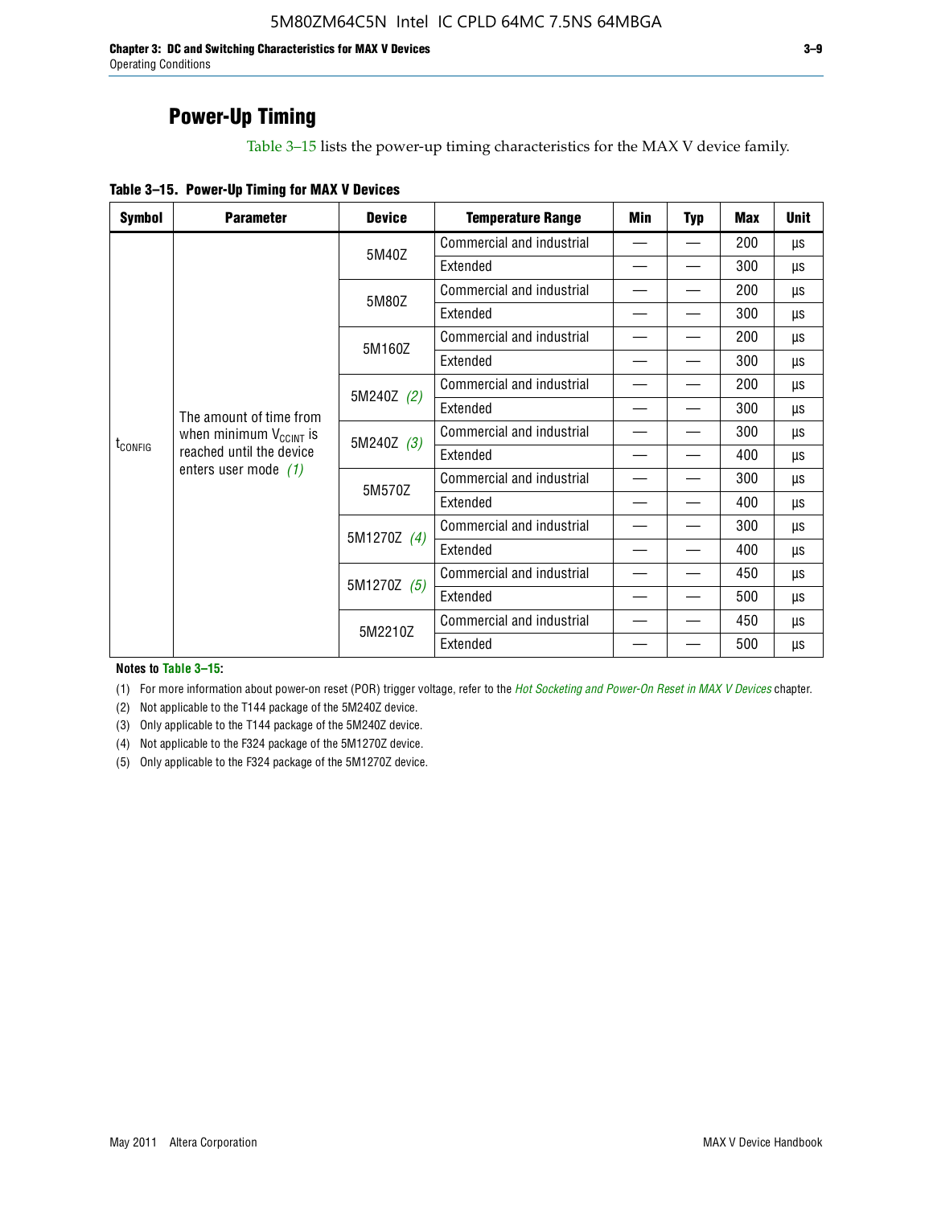## Power-Up Timing

Table 3–15 lists the power-up timing characteristics for the MAX V device family.

**Table 3–15. Power-Up Timing for MAX V Devices**

| Symbol | Parameter | Device | Temperature Range | Min | Typ | Max | Unit |
|---|---|---|---|---|---|---|---|
| $t_{CONFIG}$ | The amount of time from when minimum $V_{CCINT}$ is reached until the device enters user mode *(1)* | 5M40Z | Commercial and industrial | — | — | 200 | µs |
| | | | Extended | — | — | 300 | µs |
| | | 5M80Z | Commercial and industrial | — | — | 200 | µs |
| | | | Extended | — | — | 300 | µs |
| | | 5M160Z | Commercial and industrial | — | — | 200 | µs |
| | | | Extended | — | — | 300 | µs |
| | | 5M240Z *(2)* | Commercial and industrial | — | — | 200 | µs |
| | | | Extended | — | — | 300 | µs |
| | | 5M240Z *(3)* | Commercial and industrial | — | — | 300 | µs |
| | | | Extended | — | — | 400 | µs |
| | | 5M570Z | Commercial and industrial | — | — | 300 | µs |
| | | | Extended | — | — | 400 | µs |
| | | 5M1270Z *(4)* | Commercial and industrial | — | — | 300 | µs |
| | | | Extended | — | — | 400 | µs |
| | | 5M1270Z *(5)* | Commercial and industrial | — | — | 450 | µs |
| | | | Extended | — | — | 500 | µs |
| | | 5M2210Z | Commercial and industrial | — | — | 450 | µs |
| | | | Extended | — | — | 500 | µs |

**Notes to Table 3–15:**

(1) For more information about power-on reset (POR) trigger voltage, refer to the *Hot Socketing and Power-On Reset in MAX V Devices* chapter.

(2) Not applicable to the T144 package of the 5M240Z device.

(3) Only applicable to the T144 package of the 5M240Z device.

(4) Not applicable to the F324 package of the 5M1270Z device.

(5) Only applicable to the F324 package of the 5M1270Z device.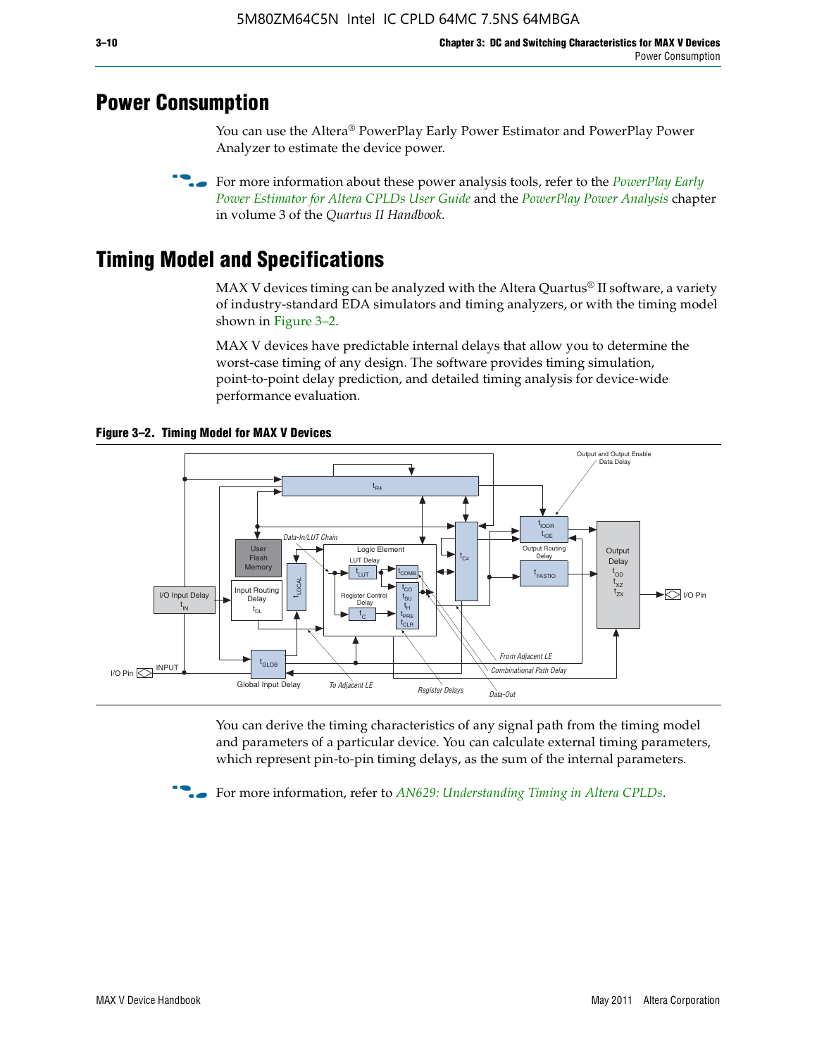## Power Consumption

You can use the Altera® PowerPlay Early Power Estimator and PowerPlay Power Analyzer to estimate the device power.

For more information about these power analysis tools, refer to the *PowerPlay Early Power Estimator for Altera CPLDs User Guide* and the *PowerPlay Power Analysis* chapter in volume 3 of the *Quartus II Handbook.*

## Timing Model and Specifications

MAX V devices timing can be analyzed with the Altera Quartus® II software, a variety of industry-standard EDA simulators and timing analyzers, or with the timing model shown in Figure 3–2.

MAX V devices have predictable internal delays that allow you to determine the worst-case timing of any design. The software provides timing simulation, point-to-point delay prediction, and detailed timing analysis for device-wide performance evaluation.

**Figure 3–2. Timing Model for MAX V Devices**

You can derive the timing characteristics of any signal path from the timing model and parameters of a particular device. You can calculate external timing parameters, which represent pin-to-pin timing delays, as the sum of the internal parameters.

For more information, refer to *AN629: Understanding Timing in Altera CPLDs*.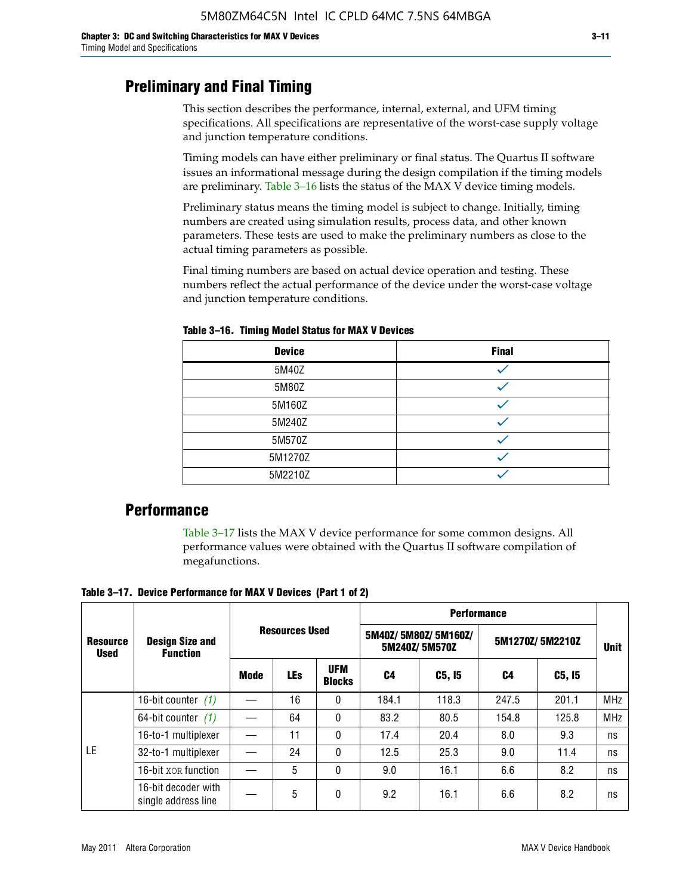## Preliminary and Final Timing

This section describes the performance, internal, external, and UFM timing specifications. All specifications are representative of the worst-case supply voltage and junction temperature conditions.

Timing models can have either preliminary or final status. The Quartus II software issues an informational message during the design compilation if the timing models are preliminary. Table 3–16 lists the status of the MAX V device timing models.

Preliminary status means the timing model is subject to change. Initially, timing numbers are created using simulation results, process data, and other known parameters. These tests are used to make the preliminary numbers as close to the actual timing parameters as possible.

Final timing numbers are based on actual device operation and testing. These numbers reflect the actual performance of the device under the worst-case voltage and junction temperature conditions.

**Table 3–16. Timing Model Status for MAX V Devices**

| Device | Final |
|---|---|
| 5M40Z | ✓ |
| 5M80Z | ✓ |
| 5M160Z | ✓ |
| 5M240Z | ✓ |
| 5M570Z | ✓ |
| 5M1270Z | ✓ |
| 5M2210Z | ✓ |

## Performance

Table 3–17 lists the MAX V device performance for some common designs. All performance values were obtained with the Quartus II software compilation of megafunctions.

**Table 3–17. Device Performance for MAX V Devices (Part 1 of 2)**

| Resource Used | Design Size and Function | Resources Used | | | Performance | | | | Unit |
|---|---|---|---|---|---|---|---|---|---|
| | | | | | 5M40Z/ 5M80Z/ 5M160Z/ 5M240Z/ 5M570Z | | 5M1270Z/ 5M2210Z | | |
| | | Mode | LEs | UFM Blocks | C4 | C5, I5 | C4 | C5, I5 | |
| LE | 16-bit counter (1) | — | 16 | 0 | 184.1 | 118.3 | 247.5 | 201.1 | MHz |
| | 64-bit counter (1) | — | 64 | 0 | 83.2 | 80.5 | 154.8 | 125.8 | MHz |
| | 16-to-1 multiplexer | — | 11 | 0 | 17.4 | 20.4 | 8.0 | 9.3 | ns |
| | 32-to-1 multiplexer | — | 24 | 0 | 12.5 | 25.3 | 9.0 | 11.4 | ns |
| | 16-bit XOR function | — | 5 | 0 | 9.0 | 16.1 | 6.6 | 8.2 | ns |
| | 16-bit decoder with single address line | — | 5 | 0 | 9.2 | 16.1 | 6.6 | 8.2 | ns |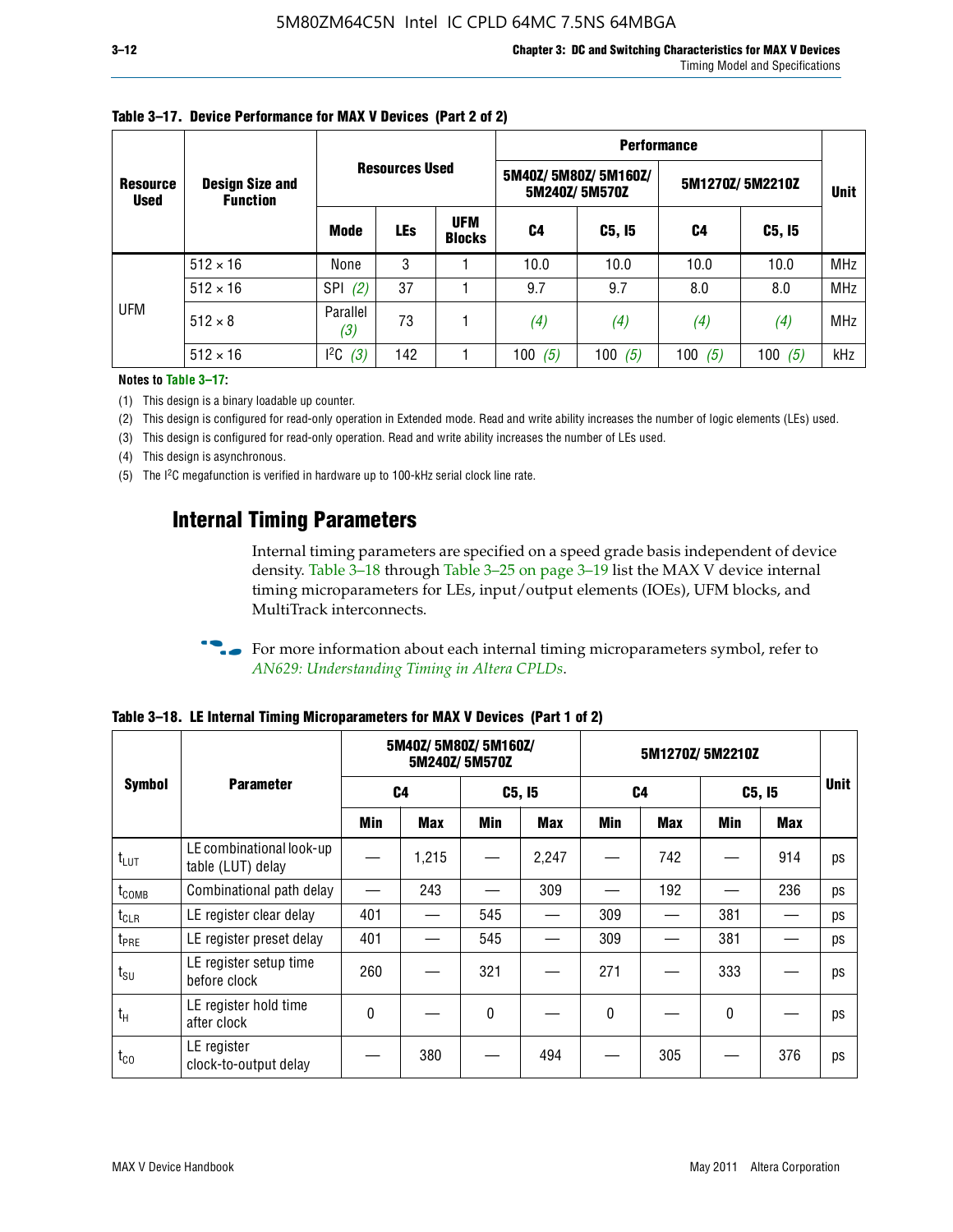**Table 3–17. Device Performance for MAX V Devices (Part 2 of 2)**

| Resource Used | Design Size and Function | Resources Used | | | Performance | | | | Unit |
|---|---|---|---|---|---|---|---|---|---|
| | | | | | 5M40Z/ 5M80Z/ 5M160Z/ 5M240Z/ 5M570Z | | 5M1270Z/ 5M2210Z | | |
| | | Mode | LEs | UFM Blocks | C4 | C5, I5 | C4 | C5, I5 | |
| UFM | 512 × 16 | None | 3 | 1 | 10.0 | 10.0 | 10.0 | 10.0 | MHz |
| | 512 × 16 | SPI *(2)* | 37 | 1 | 9.7 | 9.7 | 8.0 | 8.0 | MHz |
| | 512 × 8 | Parallel *(3)* | 73 | 1 | *(4)* | *(4)* | *(4)* | *(4)* | MHz |
| | 512 × 16 | $I^2C$ *(3)* | 142 | 1 | 100 *(5)* | 100 *(5)* | 100 *(5)* | 100 *(5)* | kHz |

**Notes to Table 3–17:**

(1) This design is a binary loadable up counter.

(2) This design is configured for read-only operation in Extended mode. Read and write ability increases the number of logic elements (LEs) used.

(3) This design is configured for read-only operation. Read and write ability increases the number of LEs used.

(4) This design is asynchronous.

(5) The $I^2C$ megafunction is verified in hardware up to 100-kHz serial clock line rate.

## Internal Timing Parameters

Internal timing parameters are specified on a speed grade basis independent of device density. Table 3–18 through Table 3–25 on page 3–19 list the MAX V device internal timing microparameters for LEs, input/output elements (IOEs), UFM blocks, and MultiTrack interconnects.

For more information about each internal timing microparameters symbol, refer to *AN629: Understanding Timing in Altera CPLDs*.

**Table 3–18. LE Internal Timing Microparameters for MAX V Devices (Part 1 of 2)**

| Symbol | Parameter | 5M40Z/ 5M80Z/ 5M160Z/ 5M240Z/ 5M570Z | | | | 5M1270Z/ 5M2210Z | | | | Unit |
|---|---|---|---|---|---|---|---|---|---|---|
| | | C4 | | C5, I5 | | C4 | | C5, I5 | | |
| | | Min | Max | Min | Max | Min | Max | Min | Max | |
| $t_{LUT}$ | LE combinational look-up table (LUT) delay | — | 1,215 | — | 2,247 | — | 742 | — | 914 | ps |
| $t_{COMB}$ | Combinational path delay | — | 243 | — | 309 | — | 192 | — | 236 | ps |
| $t_{CLR}$ | LE register clear delay | 401 | — | 545 | — | 309 | — | 381 | — | ps |
| $t_{PRE}$ | LE register preset delay | 401 | — | 545 | — | 309 | — | 381 | — | ps |
| $t_{SU}$ | LE register setup time before clock | 260 | — | 321 | — | 271 | — | 333 | — | ps |
| $t_H$ | LE register hold time after clock | 0 | — | 0 | — | 0 | — | 0 | — | ps |
| $t_{CO}$ | LE register clock-to-output delay | — | 380 | — | 494 | — | 305 | — | 376 | ps |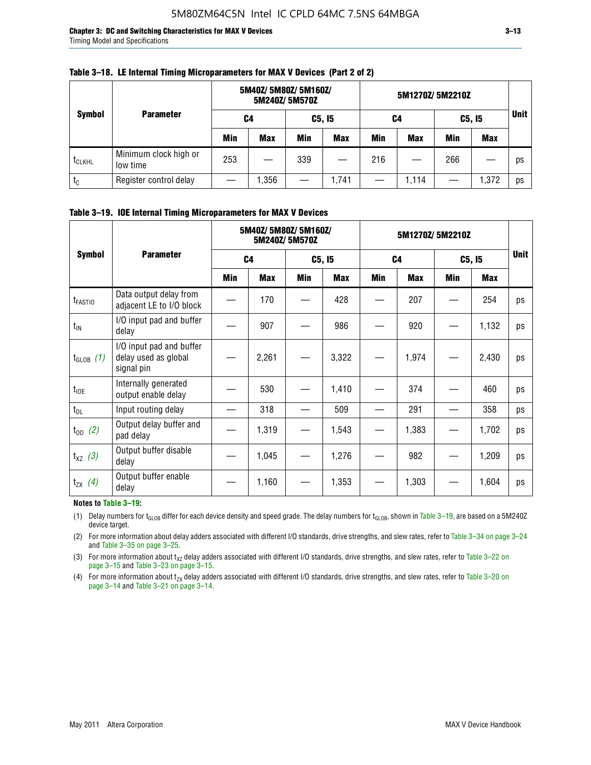**Table 3–18. LE Internal Timing Microparameters for MAX V Devices (Part 2 of 2)**

| Symbol | Parameter | 5M40Z/ 5M80Z/ 5M160Z/ 5M240Z/ 5M570Z | | | | 5M1270Z/ 5M2210Z | | | | Unit |
|---|---|---|---|---|---|---|---|---|---|---|
| | | C4 | | C5, I5 | | C4 | | C5, I5 | | |
| | | Min | Max | Min | Max | Min | Max | Min | Max | |
| $t_{CLKHL}$ | Minimum clock high or low time | 253 | — | 339 | — | 216 | — | 266 | — | ps |
| $t_C$ | Register control delay | — | 1,356 | — | 1,741 | — | 1,114 | — | 1,372 | ps |

**Table 3–19. IOE Internal Timing Microparameters for MAX V Devices**

| Symbol | Parameter | 5M40Z/ 5M80Z/ 5M160Z/ 5M240Z/ 5M570Z | | | | 5M1270Z/ 5M2210Z | | | | Unit |
|---|---|---|---|---|---|---|---|---|---|---|
| | | C4 | | C5, I5 | | C4 | | C5, I5 | | |
| | | Min | Max | Min | Max | Min | Max | Min | Max | |
| $t_{FASTIO}$ | Data output delay from adjacent LE to I/O block | — | 170 | — | 428 | — | 207 | — | 254 | ps |
| $t_{IN}$ | I/O input pad and buffer delay | — | 907 | — | 986 | — | 920 | — | 1,132 | ps |
| $t_{GLOB}$ *(1)* | I/O input pad and buffer delay used as global signal pin | — | 2,261 | — | 3,322 | — | 1,974 | — | 2,430 | ps |
| $t_{IOE}$ | Internally generated output enable delay | — | 530 | — | 1,410 | — | 374 | — | 460 | ps |
| $t_{DL}$ | Input routing delay | — | 318 | — | 509 | — | 291 | — | 358 | ps |
| $t_{OD}$ *(2)* | Output delay buffer and pad delay | — | 1,319 | — | 1,543 | — | 1,383 | — | 1,702 | ps |
| $t_{XZ}$ *(3)* | Output buffer disable delay | — | 1,045 | — | 1,276 | — | 982 | — | 1,209 | ps |
| $t_{ZX}$ *(4)* | Output buffer enable delay | — | 1,160 | — | 1,353 | — | 1,303 | — | 1,604 | ps |

**Notes to Table 3–19:**

(1) Delay numbers for $t_{GLOB}$ differ for each device density and speed grade. The delay numbers for $t_{GLOB}$, shown in Table 3–19, are based on a 5M240Z device target.

(2) For more information about delay adders associated with different I/O standards, drive strengths, and slew rates, refer to Table 3–34 on page 3–24 and Table 3–35 on page 3–25.

(3) For more information about $t_{XZ}$ delay adders associated with different I/O standards, drive strengths, and slew rates, refer to Table 3–22 on page 3–15 and Table 3–23 on page 3–15.

(4) For more information about $t_{ZX}$ delay adders associated with different I/O standards, drive strengths, and slew rates, refer to Table 3–20 on page 3–14 and Table 3–21 on page 3–14.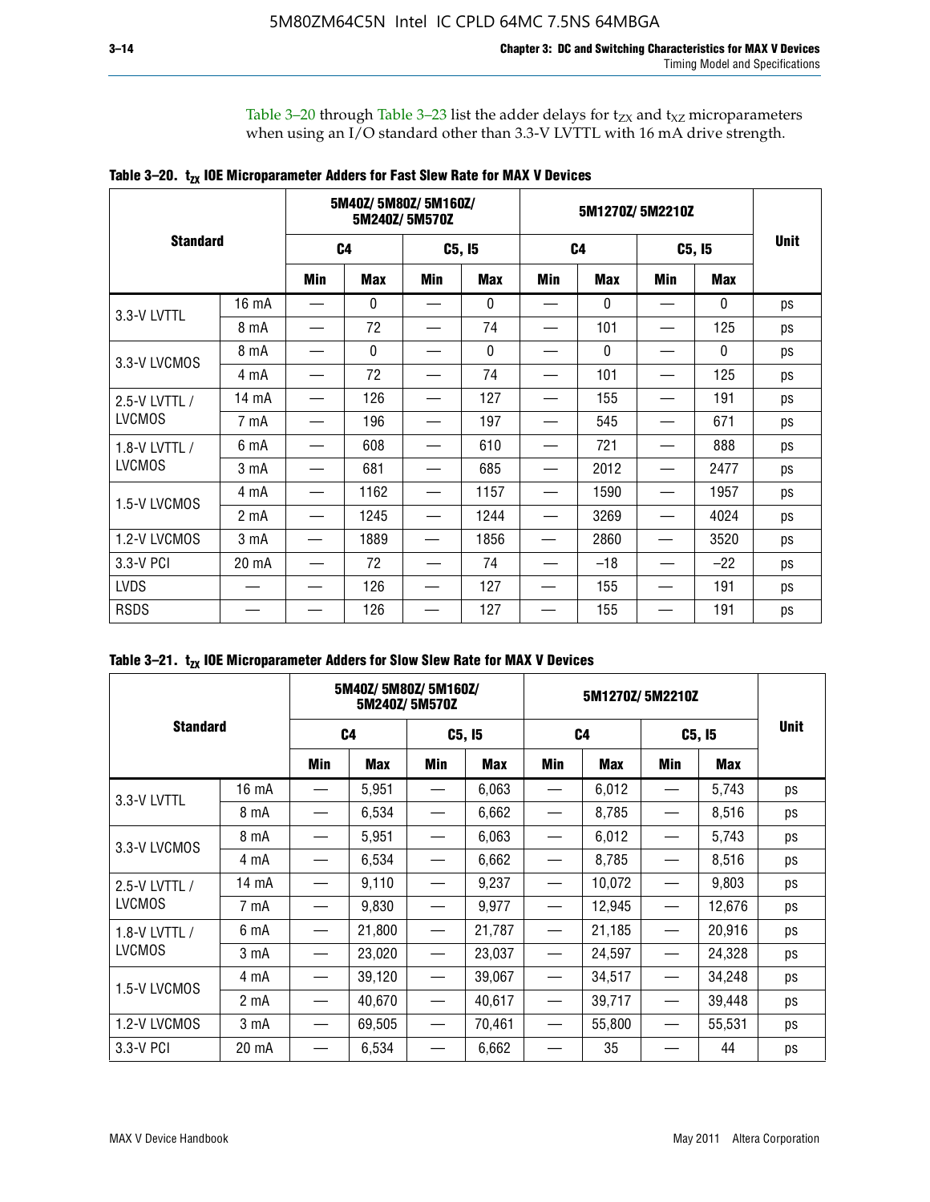Table 3–20 through Table 3–23 list the adder delays for $t_{ZX}$ and $t_{XZ}$ microparameters when using an I/O standard other than 3.3-V LVTTL with 16 mA drive strength.

**Table 3–20. $t_{ZX}$ IOE Microparameter Adders for Fast Slew Rate for MAX V Devices**

| Standard | | 5M40Z/ 5M80Z/ 5M160Z/ 5M240Z/ 5M570Z | | | | 5M1270Z/ 5M2210Z | | | | Unit |
|---|---|---|---|---|---|---|---|---|---|---|
| | | C4 | | C5, I5 | | C4 | | C5, I5 | | |
| | | Min | Max | Min | Max | Min | Max | Min | Max | |
| 3.3-V LVTTL | 16 mA | — | 0 | — | 0 | — | 0 | — | 0 | ps |
| | 8 mA | — | 72 | — | 74 | — | 101 | — | 125 | ps |
| 3.3-V LVCMOS | 8 mA | — | 0 | — | 0 | — | 0 | — | 0 | ps |
| | 4 mA | — | 72 | — | 74 | — | 101 | — | 125 | ps |
| 2.5-V LVTTL / LVCMOS | 14 mA | — | 126 | — | 127 | — | 155 | — | 191 | ps |
| | 7 mA | — | 196 | — | 197 | — | 545 | — | 671 | ps |
| 1.8-V LVTTL / LVCMOS | 6 mA | — | 608 | — | 610 | — | 721 | — | 888 | ps |
| | 3 mA | — | 681 | — | 685 | — | 2012 | — | 2477 | ps |
| 1.5-V LVCMOS | 4 mA | — | 1162 | — | 1157 | — | 1590 | — | 1957 | ps |
| | 2 mA | — | 1245 | — | 1244 | — | 3269 | — | 4024 | ps |
| 1.2-V LVCMOS | 3 mA | — | 1889 | — | 1856 | — | 2860 | — | 3520 | ps |
| 3.3-V PCI | 20 mA | — | 72 | — | 74 | — | –18 | — | –22 | ps |
| LVDS | — | — | 126 | — | 127 | — | 155 | — | 191 | ps |
| RSDS | — | — | 126 | — | 127 | — | 155 | — | 191 | ps |

**Table 3–21. $t_{ZX}$ IOE Microparameter Adders for Slow Slew Rate for MAX V Devices**

| Standard | | 5M40Z/ 5M80Z/ 5M160Z/ 5M240Z/ 5M570Z | | | | 5M1270Z/ 5M2210Z | | | | Unit |
|---|---|---|---|---|---|---|---|---|---|---|
| | | C4 | | C5, I5 | | C4 | | C5, I5 | | |
| | | Min | Max | Min | Max | Min | Max | Min | Max | |
| 3.3-V LVTTL | 16 mA | — | 5,951 | — | 6,063 | — | 6,012 | — | 5,743 | ps |
| | 8 mA | — | 6,534 | — | 6,662 | — | 8,785 | — | 8,516 | ps |
| 3.3-V LVCMOS | 8 mA | — | 5,951 | — | 6,063 | — | 6,012 | — | 5,743 | ps |
| | 4 mA | — | 6,534 | — | 6,662 | — | 8,785 | — | 8,516 | ps |
| 2.5-V LVTTL / LVCMOS | 14 mA | — | 9,110 | — | 9,237 | — | 10,072 | — | 9,803 | ps |
| | 7 mA | — | 9,830 | — | 9,977 | — | 12,945 | — | 12,676 | ps |
| 1.8-V LVTTL / LVCMOS | 6 mA | — | 21,800 | — | 21,787 | — | 21,185 | — | 20,916 | ps |
| | 3 mA | — | 23,020 | — | 23,037 | — | 24,597 | — | 24,328 | ps |
| 1.5-V LVCMOS | 4 mA | — | 39,120 | — | 39,067 | — | 34,517 | — | 34,248 | ps |
| | 2 mA | — | 40,670 | — | 40,617 | — | 39,717 | — | 39,448 | ps |
| 1.2-V LVCMOS | 3 mA | — | 69,505 | — | 70,461 | — | 55,800 | — | 55,531 | ps |
| 3.3-V PCI | 20 mA | — | 6,534 | — | 6,662 | — | 35 | — | 44 | ps |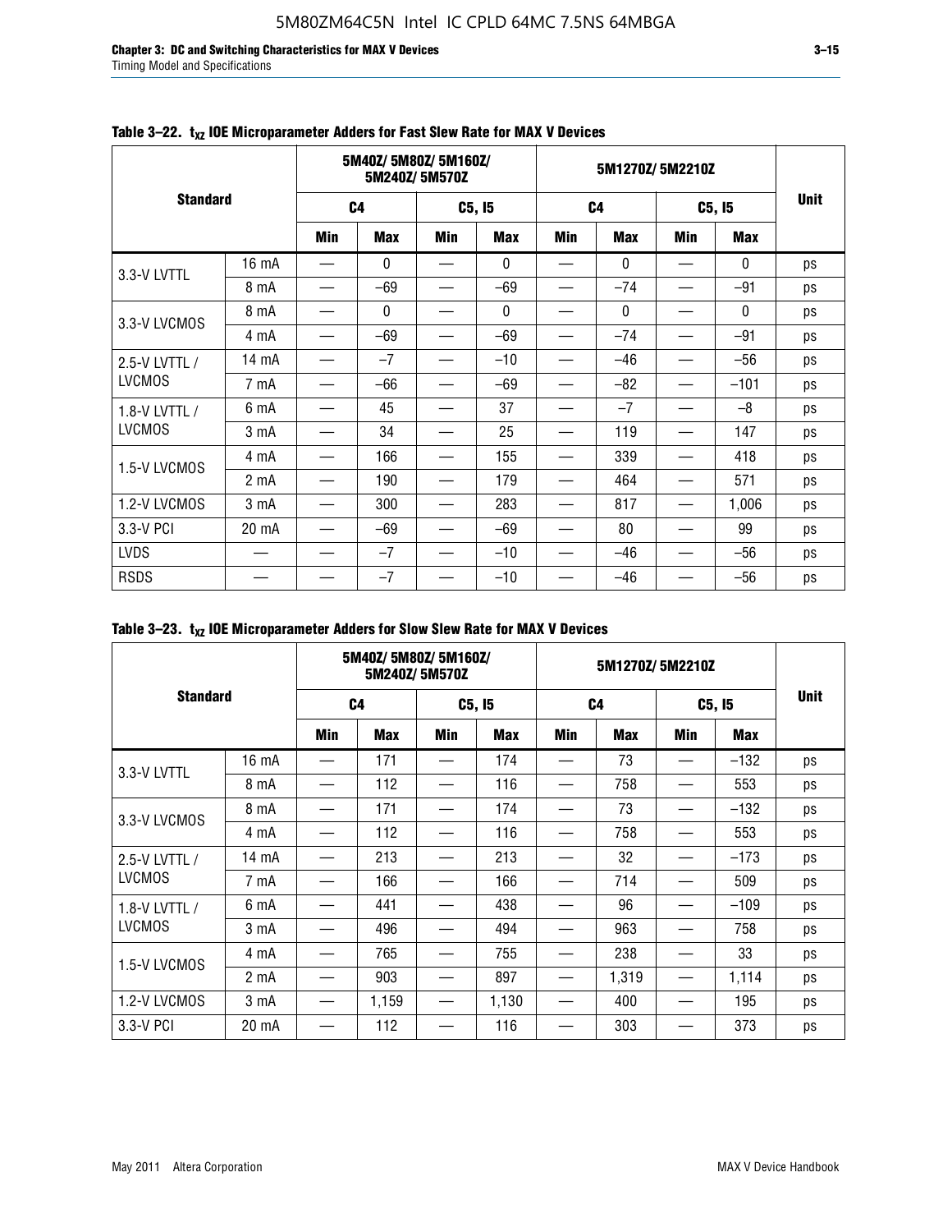**Table 3–22. $t_{XZ}$ IOE Microparameter Adders for Fast Slew Rate for MAX V Devices**

| Standard | | 5M40Z/ 5M80Z/ 5M160Z/ 5M240Z/ 5M570Z | | | | 5M1270Z/ 5M2210Z | | | | Unit |
|---|---|---|---|---|---|---|---|---|---|---|
| | | C4 | | C5, I5 | | C4 | | C5, I5 | | |
| | | Min | Max | Min | Max | Min | Max | Min | Max | |
| 3.3-V LVTTL | 16 mA | — | 0 | — | 0 | — | 0 | — | 0 | ps |
| | 8 mA | — | –69 | — | –69 | — | –74 | — | –91 | ps |
| 3.3-V LVCMOS | 8 mA | — | 0 | — | 0 | — | 0 | — | 0 | ps |
| | 4 mA | — | –69 | — | –69 | — | –74 | — | –91 | ps |
| 2.5-V LVTTL / LVCMOS | 14 mA | — | –7 | — | –10 | — | –46 | — | –56 | ps |
| | 7 mA | — | –66 | — | –69 | — | –82 | — | –101 | ps |
| 1.8-V LVTTL / LVCMOS | 6 mA | — | 45 | — | 37 | — | –7 | — | –8 | ps |
| | 3 mA | — | 34 | — | 25 | — | 119 | — | 147 | ps |
| 1.5-V LVCMOS | 4 mA | — | 166 | — | 155 | — | 339 | — | 418 | ps |
| | 2 mA | — | 190 | — | 179 | — | 464 | — | 571 | ps |
| 1.2-V LVCMOS | 3 mA | — | 300 | — | 283 | — | 817 | — | 1,006 | ps |
| 3.3-V PCI | 20 mA | — | –69 | — | –69 | — | 80 | — | 99 | ps |
| LVDS | — | — | –7 | — | –10 | — | –46 | — | –56 | ps |
| RSDS | — | — | –7 | — | –10 | — | –46 | — | –56 | ps |

**Table 3–23. $t_{XZ}$ IOE Microparameter Adders for Slow Slew Rate for MAX V Devices**

| Standard | | 5M40Z/ 5M80Z/ 5M160Z/ 5M240Z/ 5M570Z | | | | 5M1270Z/ 5M2210Z | | | | Unit |
|---|---|---|---|---|---|---|---|---|---|---|
| | | C4 | | C5, I5 | | C4 | | C5, I5 | | |
| | | Min | Max | Min | Max | Min | Max | Min | Max | |
| 3.3-V LVTTL | 16 mA | — | 171 | — | 174 | — | 73 | — | –132 | ps |
| | 8 mA | — | 112 | — | 116 | — | 758 | — | 553 | ps |
| 3.3-V LVCMOS | 8 mA | — | 171 | — | 174 | — | 73 | — | –132 | ps |
| | 4 mA | — | 112 | — | 116 | — | 758 | — | 553 | ps |
| 2.5-V LVTTL / LVCMOS | 14 mA | — | 213 | — | 213 | — | 32 | — | –173 | ps |
| | 7 mA | — | 166 | — | 166 | — | 714 | — | 509 | ps |
| 1.8-V LVTTL / LVCMOS | 6 mA | — | 441 | — | 438 | — | 96 | — | –109 | ps |
| | 3 mA | — | 496 | — | 494 | — | 963 | — | 758 | ps |
| 1.5-V LVCMOS | 4 mA | — | 765 | — | 755 | — | 238 | — | 33 | ps |
| | 2 mA | — | 903 | — | 897 | — | 1,319 | — | 1,114 | ps |
| 1.2-V LVCMOS | 3 mA | — | 1,159 | — | 1,130 | — | 400 | — | 195 | ps |
| 3.3-V PCI | 20 mA | — | 112 | — | 116 | — | 303 | — | 373 | ps |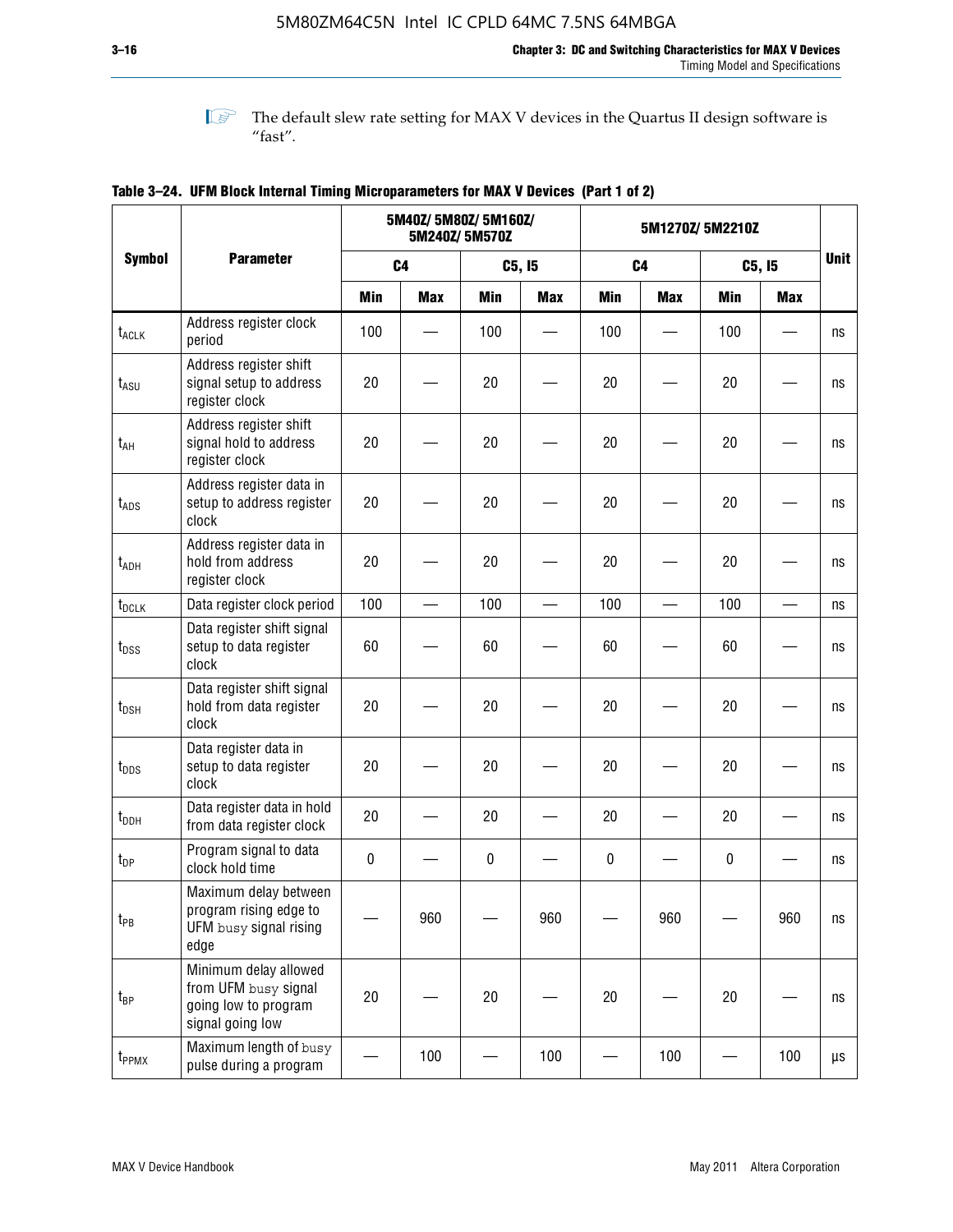The default slew rate setting for MAX V devices in the Quartus II design software is "fast".

**Table 3–24. UFM Block Internal Timing Microparameters for MAX V Devices (Part 1 of 2)**

| Symbol | Parameter | 5M40Z/ 5M80Z/ 5M160Z/ 5M240Z/ 5M570Z | | | | 5M1270Z/ 5M2210Z | | | | Unit |
|---|---|---|---|---|---|---|---|---|---|---|
| | | C4 | | C5, I5 | | C4 | | C5, I5 | | |
| | | Min | Max | Min | Max | Min | Max | Min | Max | |
| $t_{ACLK}$ | Address register clock period | 100 | — | 100 | — | 100 | — | 100 | — | ns |
| $t_{ASU}$ | Address register shift signal setup to address register clock | 20 | — | 20 | — | 20 | — | 20 | — | ns |
| $t_{AH}$ | Address register shift signal hold to address register clock | 20 | — | 20 | — | 20 | — | 20 | — | ns |
| $t_{ADS}$ | Address register data in setup to address register clock | 20 | — | 20 | — | 20 | — | 20 | — | ns |
| $t_{ADH}$ | Address register data in hold from address register clock | 20 | — | 20 | — | 20 | — | 20 | — | ns |
| $t_{DCLK}$ | Data register clock period | 100 | — | 100 | — | 100 | — | 100 | — | ns |
| $t_{DSS}$ | Data register shift signal setup to data register clock | 60 | — | 60 | — | 60 | — | 60 | — | ns |
| $t_{DSH}$ | Data register shift signal hold from data register clock | 20 | — | 20 | — | 20 | — | 20 | — | ns |
| $t_{DDS}$ | Data register data in setup to data register clock | 20 | — | 20 | — | 20 | — | 20 | — | ns |
| $t_{DDH}$ | Data register data in hold from data register clock | 20 | — | 20 | — | 20 | — | 20 | — | ns |
| $t_{DP}$ | Program signal to data clock hold time | 0 | — | 0 | — | 0 | — | 0 | — | ns |
| $t_{PB}$ | Maximum delay between program rising edge to UFM busy signal rising edge | — | 960 | — | 960 | — | 960 | — | 960 | ns |
| $t_{BP}$ | Minimum delay allowed from UFM busy signal going low to program signal going low | 20 | — | 20 | — | 20 | — | 20 | — | ns |
| $t_{PPMX}$ | Maximum length of busy pulse during a program | — | 100 | — | 100 | — | 100 | — | 100 | µs |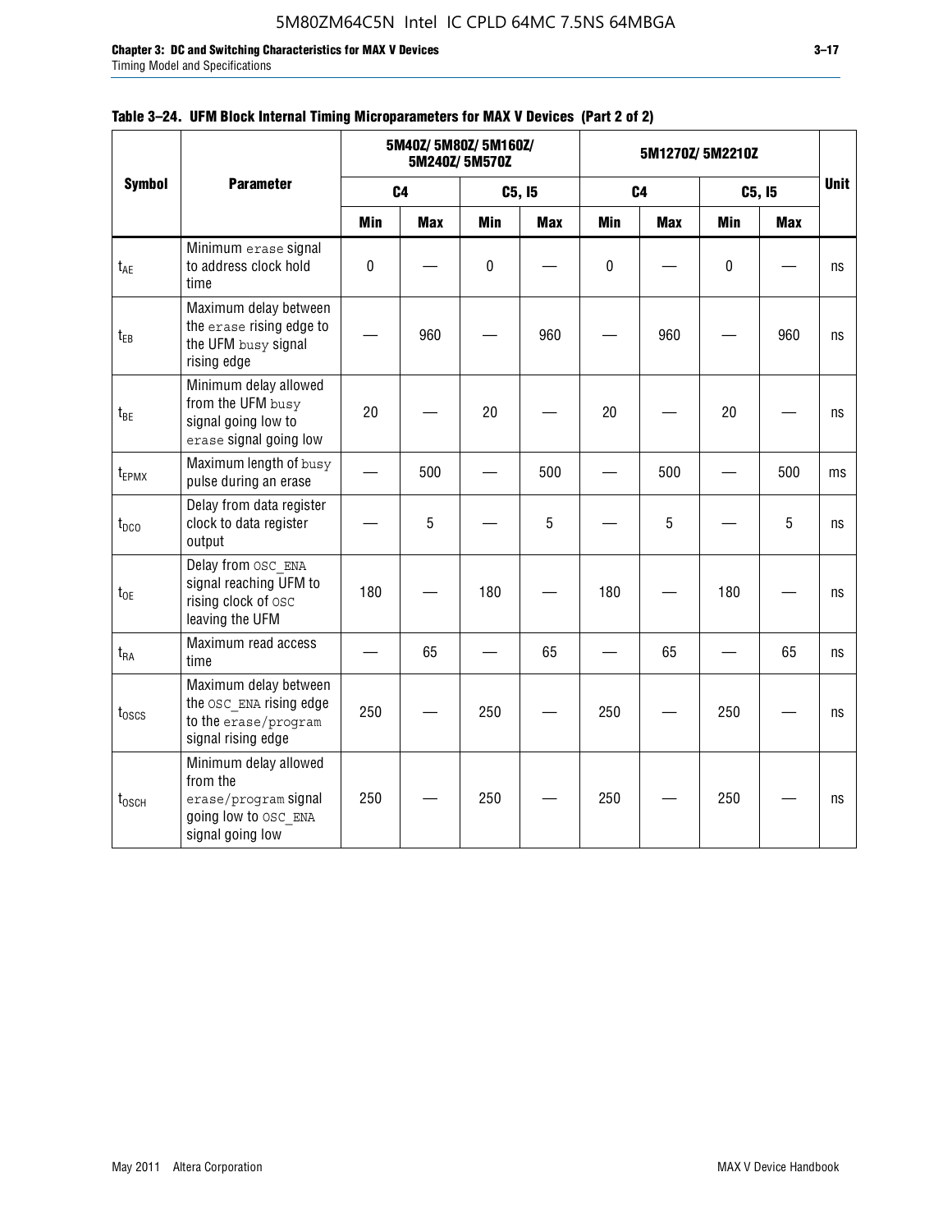**Table 3–24. UFM Block Internal Timing Microparameters for MAX V Devices (Part 2 of 2)**

| Symbol | Parameter | 5M40Z/ 5M80Z/ 5M160Z/ 5M240Z/ 5M570Z | | | | 5M1270Z/ 5M2210Z | | | | Unit |
|---|---|---|---|---|---|---|---|---|---|---|
| | | C4 | | C5, I5 | | C4 | | C5, I5 | | |
| | | Min | Max | Min | Max | Min | Max | Min | Max | |
| $t_{AE}$ | Minimum erase signal to address clock hold time | 0 | — | 0 | — | 0 | — | 0 | — | ns |
| $t_{EB}$ | Maximum delay between the erase rising edge to the UFM busy signal rising edge | — | 960 | — | 960 | — | 960 | — | 960 | ns |
| $t_{BE}$ | Minimum delay allowed from the UFM busy signal going low to erase signal going low | 20 | — | 20 | — | 20 | — | 20 | — | ns |
| $t_{EPMX}$ | Maximum length of busy pulse during an erase | — | 500 | — | 500 | — | 500 | — | 500 | ms |
| $t_{DCO}$ | Delay from data register clock to data register output | — | 5 | — | 5 | — | 5 | — | 5 | ns |
| $t_{OE}$ | Delay from OSC_ENA signal reaching UFM to rising clock of OSC leaving the UFM | 180 | — | 180 | — | 180 | — | 180 | — | ns |
| $t_{RA}$ | Maximum read access time | — | 65 | — | 65 | — | 65 | — | 65 | ns |
| $t_{OSCS}$ | Maximum delay between the OSC_ENA rising edge to the erase/program signal rising edge | 250 | — | 250 | — | 250 | — | 250 | — | ns |
| $t_{OSCH}$ | Minimum delay allowed from the erase/program signal going low to OSC_ENA signal going low | 250 | — | 250 | — | 250 | — | 250 | — | ns |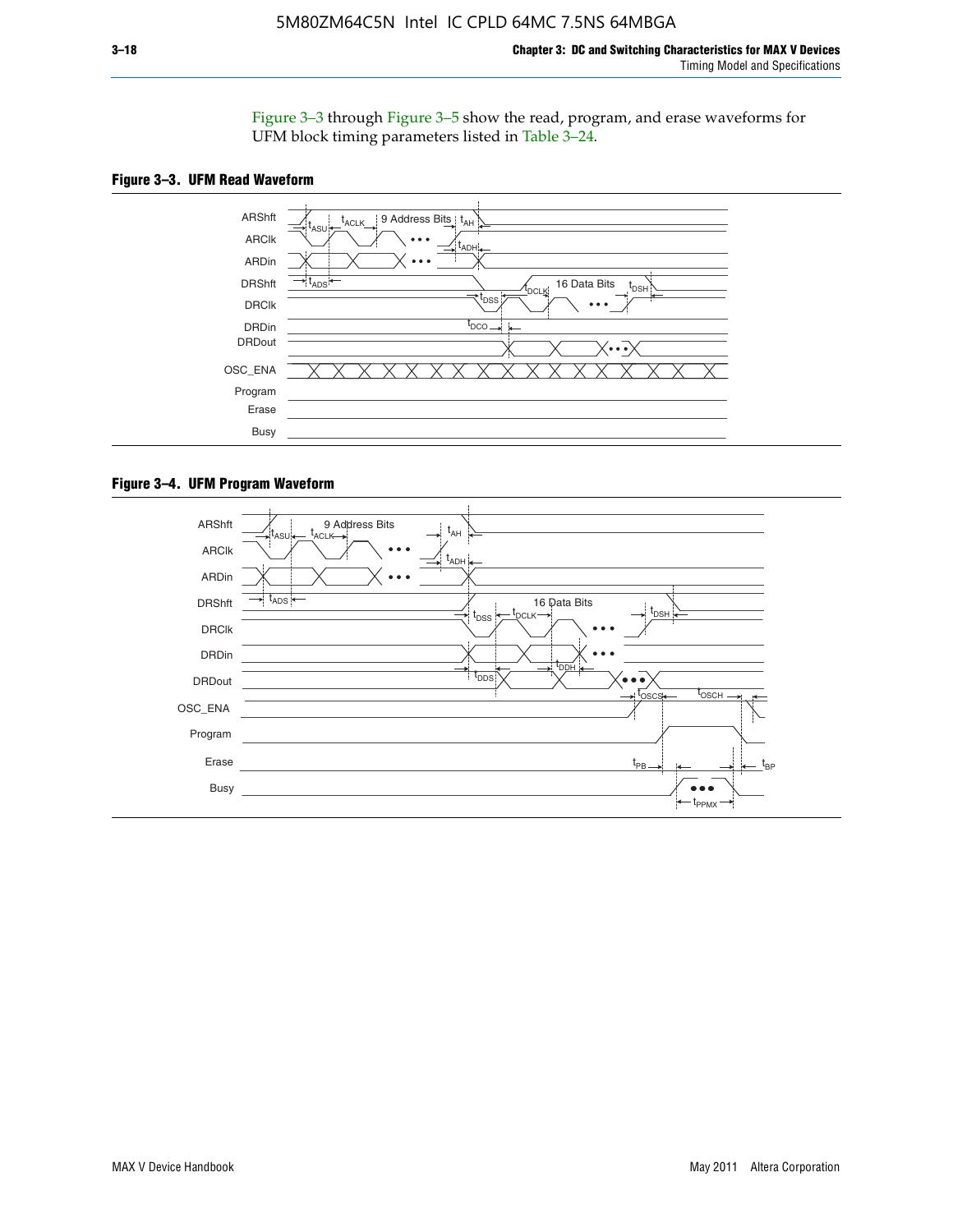Figure 3–3 through Figure 3–5 show the read, program, and erase waveforms for UFM block timing parameters listed in Table 3–24.

**Figure 3–3. UFM Read Waveform**

**Figure 3–4. UFM Program Waveform**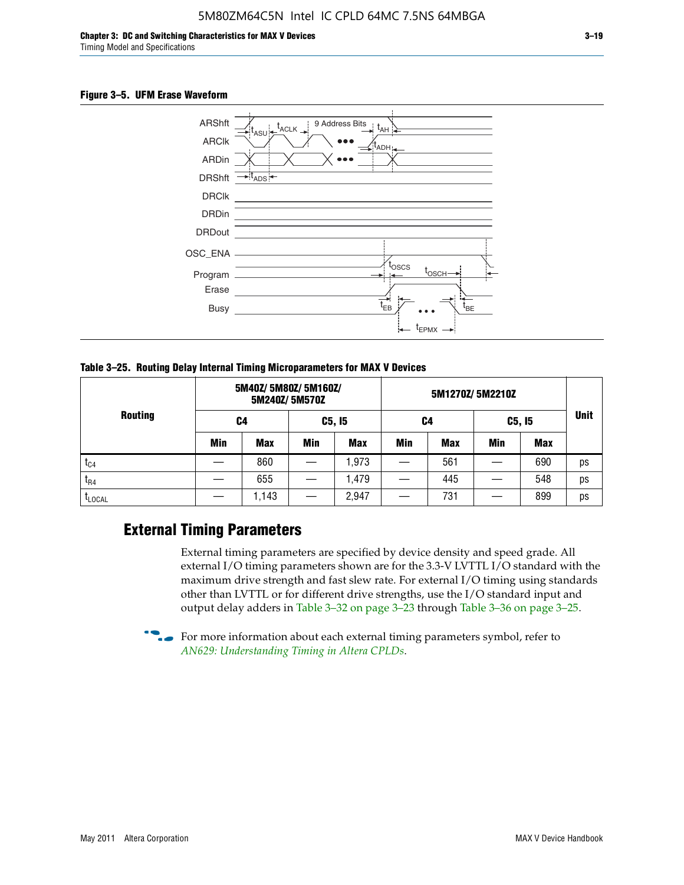**Figure 3–5. UFM Erase Waveform**

ARShft, ARClk, ARDin, DRShft, DRClk, DRDin, DRDout, OSC_ENA, Program, Erase, Busy

$t_{ASU}$, $t_{ACLK}$, 9 Address Bits, $t_{AH}$, $t_{ADH}$, $t_{ADS}$, $t_{OSCS}$, $t_{OSCH}$, $t_{EB}$, $t_{BE}$, $t_{EPMX}$

**Table 3–25. Routing Delay Internal Timing Microparameters for MAX V Devices**

| Routing | 5M40Z/ 5M80Z/ 5M160Z/ 5M240Z/ 5M570Z | | | | 5M1270Z/ 5M2210Z | | | | Unit |
|---|---|---|---|---|---|---|---|---|---|
| | C4 | | C5, I5 | | C4 | | C5, I5 | | |
| | Min | Max | Min | Max | Min | Max | Min | Max | |
| $t_{C4}$ | — | 860 | — | 1,973 | — | 561 | — | 690 | ps |
| $t_{R4}$ | — | 655 | — | 1,479 | — | 445 | — | 548 | ps |
| $t_{LOCAL}$ | — | 1,143 | — | 2,947 | — | 731 | — | 899 | ps |

## External Timing Parameters

External timing parameters are specified by device density and speed grade. All external I/O timing parameters shown are for the 3.3-V LVTTL I/O standard with the maximum drive strength and fast slew rate. For external I/O timing using standards other than LVTTL or for different drive strengths, use the I/O standard input and output delay adders in Table 3–32 on page 3–23 through Table 3–36 on page 3–25.

For more information about each external timing parameters symbol, refer to *AN629: Understanding Timing in Altera CPLDs*.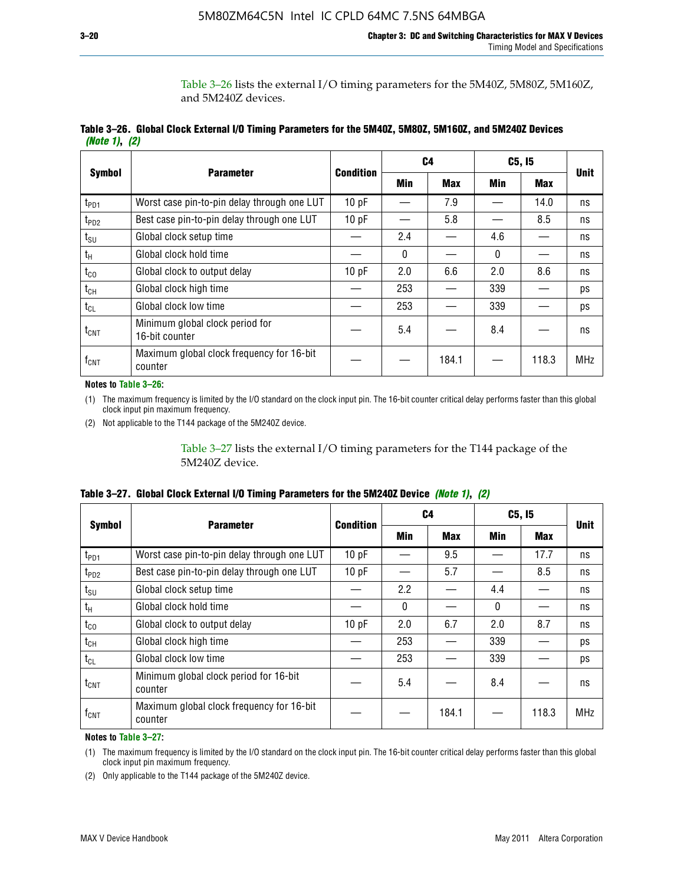Table 3–26 lists the external I/O timing parameters for the 5M40Z, 5M80Z, 5M160Z, and 5M240Z devices.

**Table 3–26. Global Clock External I/O Timing Parameters for the 5M40Z, 5M80Z, 5M160Z, and 5M240Z Devices** *(Note 1), (2)*

| Symbol | Parameter | Condition | C4 | | C5, I5 | | Unit |
|---|---|---|---|---|---|---|---|
| | | | Min | Max | Min | Max | |
| $t_{PD1}$ | Worst case pin-to-pin delay through one LUT | 10 pF | — | 7.9 | — | 14.0 | ns |
| $t_{PD2}$ | Best case pin-to-pin delay through one LUT | 10 pF | — | 5.8 | — | 8.5 | ns |
| $t_{SU}$ | Global clock setup time | — | 2.4 | — | 4.6 | — | ns |
| $t_{H}$ | Global clock hold time | — | 0 | — | 0 | — | ns |
| $t_{CO}$ | Global clock to output delay | 10 pF | 2.0 | 6.6 | 2.0 | 8.6 | ns |
| $t_{CH}$ | Global clock high time | — | 253 | — | 339 | — | ps |
| $t_{CL}$ | Global clock low time | — | 253 | — | 339 | — | ps |
| $t_{CNT}$ | Minimum global clock period for 16-bit counter | — | 5.4 | — | 8.4 | — | ns |
| $f_{CNT}$ | Maximum global clock frequency for 16-bit counter | — | — | 184.1 | — | 118.3 | MHz |

**Notes to Table 3–26:**

(1) The maximum frequency is limited by the I/O standard on the clock input pin. The 16-bit counter critical delay performs faster than this global clock input pin maximum frequency.

(2) Not applicable to the T144 package of the 5M240Z device.

Table 3–27 lists the external I/O timing parameters for the T144 package of the 5M240Z device.

**Table 3–27. Global Clock External I/O Timing Parameters for the 5M240Z Device** *(Note 1), (2)*

| Symbol | Parameter | Condition | C4 | | C5, I5 | | Unit |
|---|---|---|---|---|---|---|---|
| | | | Min | Max | Min | Max | |
| $t_{PD1}$ | Worst case pin-to-pin delay through one LUT | 10 pF | — | 9.5 | — | 17.7 | ns |
| $t_{PD2}$ | Best case pin-to-pin delay through one LUT | 10 pF | — | 5.7 | — | 8.5 | ns |
| $t_{SU}$ | Global clock setup time | — | 2.2 | — | 4.4 | — | ns |
| $t_{H}$ | Global clock hold time | — | 0 | — | 0 | — | ns |
| $t_{CO}$ | Global clock to output delay | 10 pF | 2.0 | 6.7 | 2.0 | 8.7 | ns |
| $t_{CH}$ | Global clock high time | — | 253 | — | 339 | — | ps |
| $t_{CL}$ | Global clock low time | — | 253 | — | 339 | — | ps |
| $t_{CNT}$ | Minimum global clock period for 16-bit counter | — | 5.4 | — | 8.4 | — | ns |
| $f_{CNT}$ | Maximum global clock frequency for 16-bit counter | — | — | 184.1 | — | 118.3 | MHz |

**Notes to Table 3–27:**

(1) The maximum frequency is limited by the I/O standard on the clock input pin. The 16-bit counter critical delay performs faster than this global clock input pin maximum frequency.

(2) Only applicable to the T144 package of the 5M240Z device.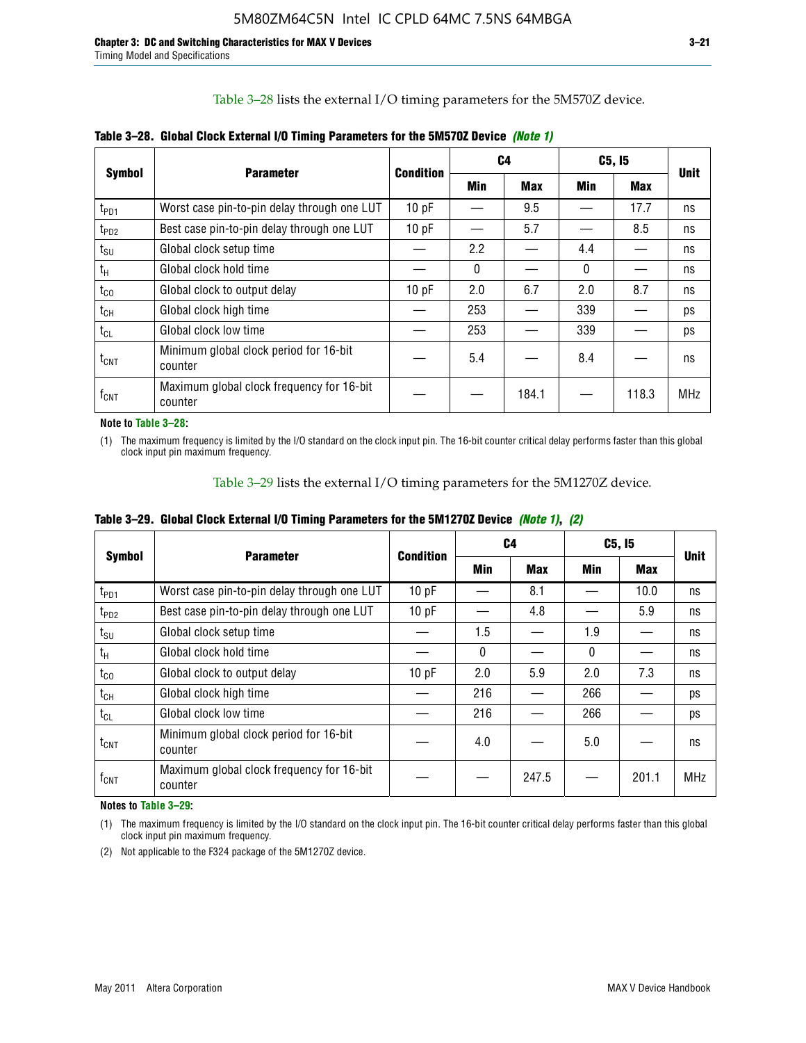Table 3–28 lists the external I/O timing parameters for the 5M570Z device.

**Table 3–28. Global Clock External I/O Timing Parameters for the 5M570Z Device *(Note 1)***

| Symbol | Parameter | Condition | C4 | | C5, I5 | | Unit |
|---|---|---|---|---|---|---|---|
| | | | Min | Max | Min | Max | |
| $t_{PD1}$ | Worst case pin-to-pin delay through one LUT | 10 pF | — | 9.5 | — | 17.7 | ns |
| $t_{PD2}$ | Best case pin-to-pin delay through one LUT | 10 pF | — | 5.7 | — | 8.5 | ns |
| $t_{SU}$ | Global clock setup time | — | 2.2 | — | 4.4 | — | ns |
| $t_H$ | Global clock hold time | — | 0 | — | 0 | — | ns |
| $t_{CO}$ | Global clock to output delay | 10 pF | 2.0 | 6.7 | 2.0 | 8.7 | ns |
| $t_{CH}$ | Global clock high time | — | 253 | — | 339 | — | ps |
| $t_{CL}$ | Global clock low time | — | 253 | — | 339 | — | ps |
| $t_{CNT}$ | Minimum global clock period for 16-bit counter | — | 5.4 | — | 8.4 | — | ns |
| $f_{CNT}$ | Maximum global clock frequency for 16-bit counter | — | — | 184.1 | — | 118.3 | MHz |

**Note to Table 3–28:**

(1) The maximum frequency is limited by the I/O standard on the clock input pin. The 16-bit counter critical delay performs faster than this global clock input pin maximum frequency.

Table 3–29 lists the external I/O timing parameters for the 5M1270Z device.

**Table 3–29. Global Clock External I/O Timing Parameters for the 5M1270Z Device *(Note 1)*, *(2)***

| Symbol | Parameter | Condition | C4 | | C5, I5 | | Unit |
|---|---|---|---|---|---|---|---|
| | | | Min | Max | Min | Max | |
| $t_{PD1}$ | Worst case pin-to-pin delay through one LUT | 10 pF | — | 8.1 | — | 10.0 | ns |
| $t_{PD2}$ | Best case pin-to-pin delay through one LUT | 10 pF | — | 4.8 | — | 5.9 | ns |
| $t_{SU}$ | Global clock setup time | — | 1.5 | — | 1.9 | — | ns |
| $t_H$ | Global clock hold time | — | 0 | — | 0 | — | ns |
| $t_{CO}$ | Global clock to output delay | 10 pF | 2.0 | 5.9 | 2.0 | 7.3 | ns |
| $t_{CH}$ | Global clock high time | — | 216 | — | 266 | — | ps |
| $t_{CL}$ | Global clock low time | — | 216 | — | 266 | — | ps |
| $t_{CNT}$ | Minimum global clock period for 16-bit counter | — | 4.0 | — | 5.0 | — | ns |
| $f_{CNT}$ | Maximum global clock frequency for 16-bit counter | — | — | 247.5 | — | 201.1 | MHz |

**Notes to Table 3–29:**

(1) The maximum frequency is limited by the I/O standard on the clock input pin. The 16-bit counter critical delay performs faster than this global clock input pin maximum frequency.

(2) Not applicable to the F324 package of the 5M1270Z device.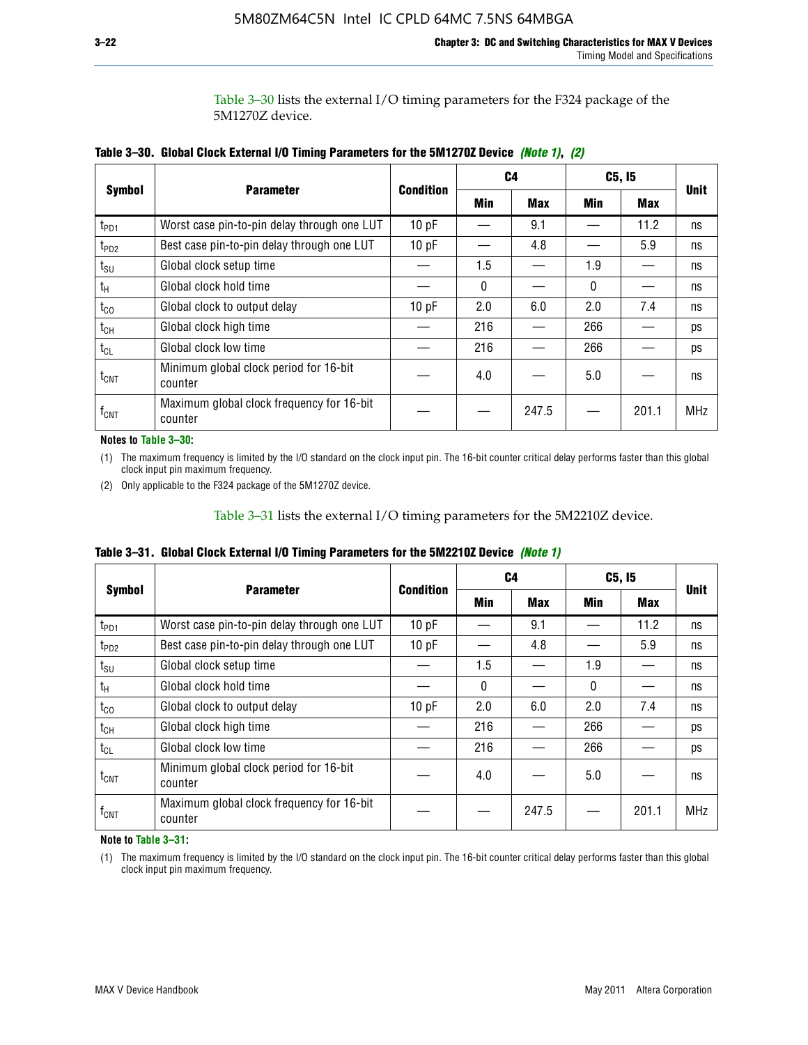Table 3–30 lists the external I/O timing parameters for the F324 package of the 5M1270Z device.

**Table 3–30. Global Clock External I/O Timing Parameters for the 5M1270Z Device** *(Note 1)*, *(2)*

| Symbol | Parameter | Condition | C4 | | C5, I5 | | Unit |
|---|---|---|---|---|---|---|---|
| | | | Min | Max | Min | Max | |
| $t_{PD1}$ | Worst case pin-to-pin delay through one LUT | 10 pF | — | 9.1 | — | 11.2 | ns |
| $t_{PD2}$ | Best case pin-to-pin delay through one LUT | 10 pF | — | 4.8 | — | 5.9 | ns |
| $t_{SU}$ | Global clock setup time | — | 1.5 | — | 1.9 | — | ns |
| $t_H$ | Global clock hold time | — | 0 | — | 0 | — | ns |
| $t_{CO}$ | Global clock to output delay | 10 pF | 2.0 | 6.0 | 2.0 | 7.4 | ns |
| $t_{CH}$ | Global clock high time | — | 216 | — | 266 | — | ps |
| $t_{CL}$ | Global clock low time | — | 216 | — | 266 | — | ps |
| $t_{CNT}$ | Minimum global clock period for 16-bit counter | — | 4.0 | — | 5.0 | — | ns |
| $f_{CNT}$ | Maximum global clock frequency for 16-bit counter | — | — | 247.5 | — | 201.1 | MHz |

**Notes to Table 3–30:**

(1) The maximum frequency is limited by the I/O standard on the clock input pin. The 16-bit counter critical delay performs faster than this global clock input pin maximum frequency.

(2) Only applicable to the F324 package of the 5M1270Z device.

Table 3–31 lists the external I/O timing parameters for the 5M2210Z device.

**Table 3–31. Global Clock External I/O Timing Parameters for the 5M2210Z Device** *(Note 1)*

| Symbol | Parameter | Condition | C4 | | C5, I5 | | Unit |
|---|---|---|---|---|---|---|---|
| | | | Min | Max | Min | Max | |
| $t_{PD1}$ | Worst case pin-to-pin delay through one LUT | 10 pF | — | 9.1 | — | 11.2 | ns |
| $t_{PD2}$ | Best case pin-to-pin delay through one LUT | 10 pF | — | 4.8 | — | 5.9 | ns |
| $t_{SU}$ | Global clock setup time | — | 1.5 | — | 1.9 | — | ns |
| $t_H$ | Global clock hold time | — | 0 | — | 0 | — | ns |
| $t_{CO}$ | Global clock to output delay | 10 pF | 2.0 | 6.0 | 2.0 | 7.4 | ns |
| $t_{CH}$ | Global clock high time | — | 216 | — | 266 | — | ps |
| $t_{CL}$ | Global clock low time | — | 216 | — | 266 | — | ps |
| $t_{CNT}$ | Minimum global clock period for 16-bit counter | — | 4.0 | — | 5.0 | — | ns |
| $f_{CNT}$ | Maximum global clock frequency for 16-bit counter | — | — | 247.5 | — | 201.1 | MHz |

**Note to Table 3–31:**

(1) The maximum frequency is limited by the I/O standard on the clock input pin. The 16-bit counter critical delay performs faster than this global clock input pin maximum frequency.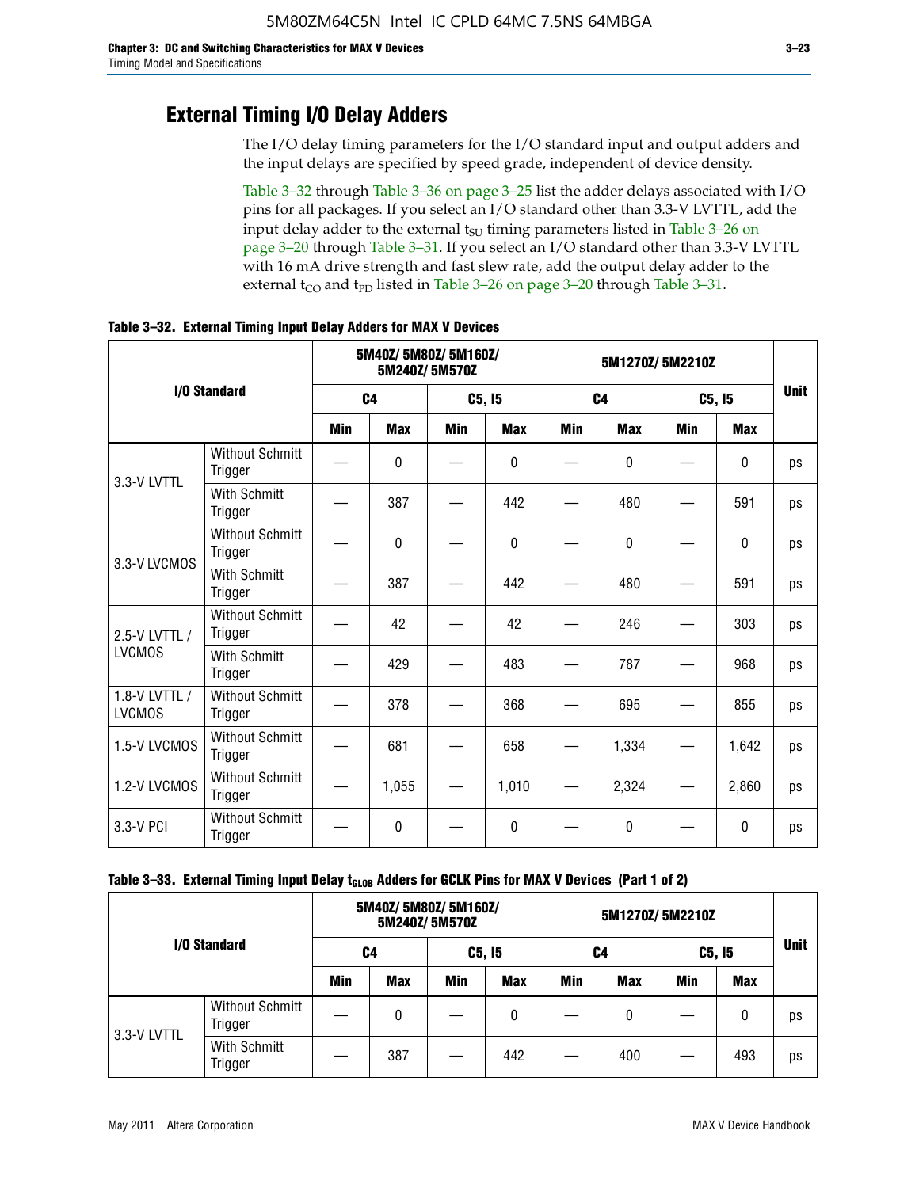## External Timing I/O Delay Adders

The I/O delay timing parameters for the I/O standard input and output adders and the input delays are specified by speed grade, independent of device density.

Table 3–32 through Table 3–36 on page 3–25 list the adder delays associated with I/O pins for all packages. If you select an I/O standard other than 3.3-V LVTTL, add the input delay adder to the external $t_{SU}$ timing parameters listed in Table 3–26 on page 3–20 through Table 3–31. If you select an I/O standard other than 3.3-V LVTTL with 16 mA drive strength and fast slew rate, add the output delay adder to the external $t_{CO}$ and $t_{PD}$ listed in Table 3–26 on page 3–20 through Table 3–31.

**Table 3–32. External Timing Input Delay Adders for MAX V Devices**

| I/O Standard | | 5M40Z/ 5M80Z/ 5M160Z/ 5M240Z/ 5M570Z | | | | 5M1270Z/ 5M2210Z | | | | Unit |
|---|---|---|---|---|---|---|---|---|---|---|
| | | C4 | | C5, I5 | | C4 | | C5, I5 | | |
| | | Min | Max | Min | Max | Min | Max | Min | Max | |
| 3.3-V LVTTL | Without Schmitt Trigger | — | 0 | — | 0 | — | 0 | — | 0 | ps |
| | With Schmitt Trigger | — | 387 | — | 442 | — | 480 | — | 591 | ps |
| 3.3-V LVCMOS | Without Schmitt Trigger | — | 0 | — | 0 | — | 0 | — | 0 | ps |
| | With Schmitt Trigger | — | 387 | — | 442 | — | 480 | — | 591 | ps |
| 2.5-V LVTTL / LVCMOS | Without Schmitt Trigger | — | 42 | — | 42 | — | 246 | — | 303 | ps |
| | With Schmitt Trigger | — | 429 | — | 483 | — | 787 | — | 968 | ps |
| 1.8-V LVTTL / LVCMOS | Without Schmitt Trigger | — | 378 | — | 368 | — | 695 | — | 855 | ps |
| 1.5-V LVCMOS | Without Schmitt Trigger | — | 681 | — | 658 | — | 1,334 | — | 1,642 | ps |
| 1.2-V LVCMOS | Without Schmitt Trigger | — | 1,055 | — | 1,010 | — | 2,324 | — | 2,860 | ps |
| 3.3-V PCI | Without Schmitt Trigger | — | 0 | — | 0 | — | 0 | — | 0 | ps |

**Table 3–33. External Timing Input Delay $t_{GLOB}$ Adders for GCLK Pins for MAX V Devices (Part 1 of 2)**

| I/O Standard | | 5M40Z/ 5M80Z/ 5M160Z/ 5M240Z/ 5M570Z | | | | 5M1270Z/ 5M2210Z | | | | Unit |
|---|---|---|---|---|---|---|---|---|---|---|
| | | C4 | | C5, I5 | | C4 | | C5, I5 | | |
| | | Min | Max | Min | Max | Min | Max | Min | Max | |
| 3.3-V LVTTL | Without Schmitt Trigger | — | 0 | — | 0 | — | 0 | — | 0 | ps |
| | With Schmitt Trigger | — | 387 | — | 442 | — | 400 | — | 493 | ps |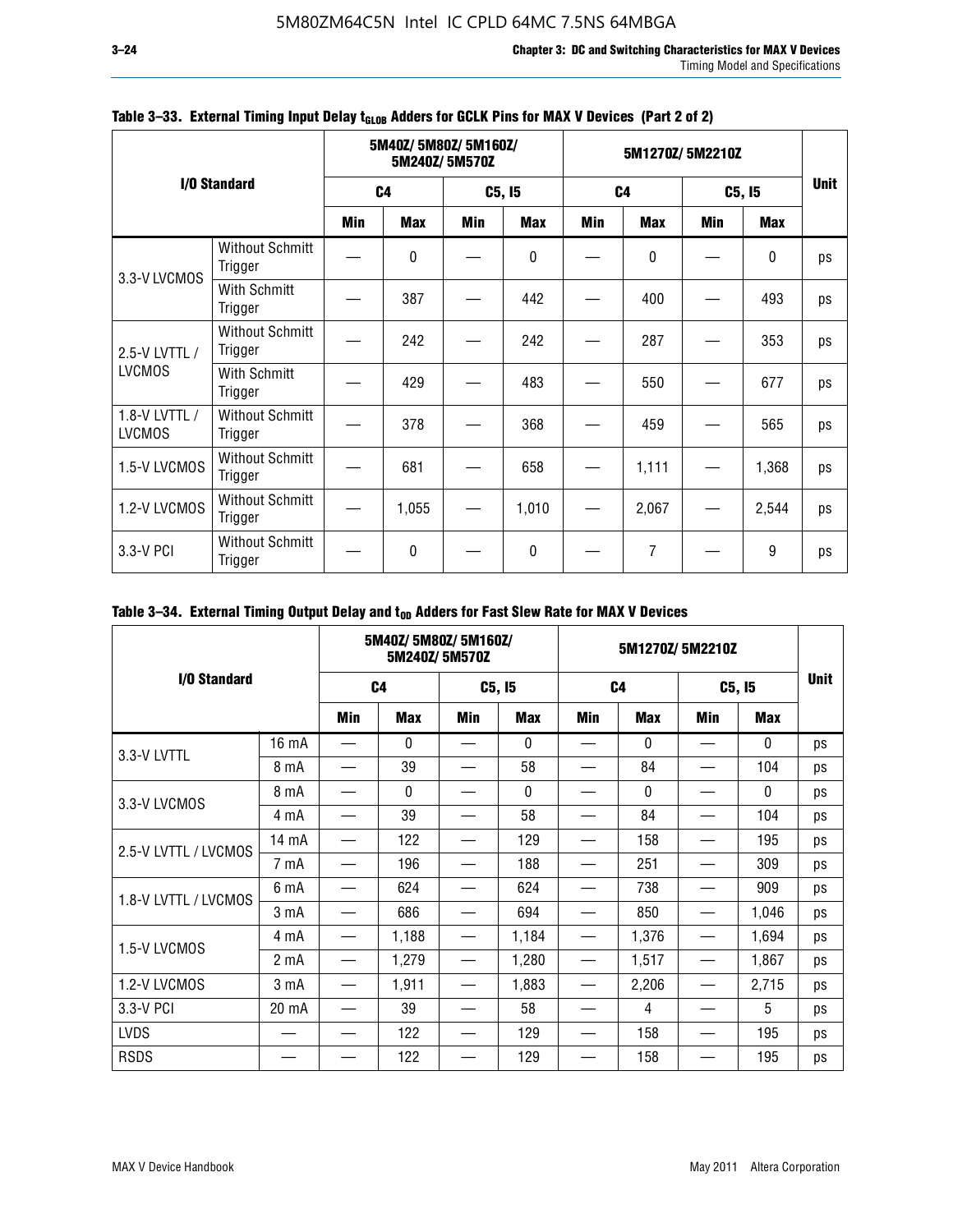**Table 3–33. External Timing Input Delay $t_{GLOB}$ Adders for GCLK Pins for MAX V Devices (Part 2 of 2)**

| I/O Standard | | 5M40Z/ 5M80Z/ 5M160Z/ 5M240Z/ 5M570Z | | | | 5M1270Z/ 5M2210Z | | | | Unit |
|---|---|---|---|---|---|---|---|---|---|---|
| | | C4 | | C5, I5 | | C4 | | C5, I5 | | |
| | | Min | Max | Min | Max | Min | Max | Min | Max | |
| 3.3-V LVCMOS | Without Schmitt Trigger | — | 0 | — | 0 | — | 0 | — | 0 | ps |
| | With Schmitt Trigger | — | 387 | — | 442 | — | 400 | — | 493 | ps |
| 2.5-V LVTTL / LVCMOS | Without Schmitt Trigger | — | 242 | — | 242 | — | 287 | — | 353 | ps |
| | With Schmitt Trigger | — | 429 | — | 483 | — | 550 | — | 677 | ps |
| 1.8-V LVTTL / LVCMOS | Without Schmitt Trigger | — | 378 | — | 368 | — | 459 | — | 565 | ps |
| 1.5-V LVCMOS | Without Schmitt Trigger | — | 681 | — | 658 | — | 1,111 | — | 1,368 | ps |
| 1.2-V LVCMOS | Without Schmitt Trigger | — | 1,055 | — | 1,010 | — | 2,067 | — | 2,544 | ps |
| 3.3-V PCI | Without Schmitt Trigger | — | 0 | — | 0 | — | 7 | — | 9 | ps |

**Table 3–34. External Timing Output Delay and $t_{OD}$ Adders for Fast Slew Rate for MAX V Devices**

| I/O Standard | | 5M40Z/ 5M80Z/ 5M160Z/ 5M240Z/ 5M570Z | | | | 5M1270Z/ 5M2210Z | | | | Unit |
|---|---|---|---|---|---|---|---|---|---|---|
| | | C4 | | C5, I5 | | C4 | | C5, I5 | | |
| | | Min | Max | Min | Max | Min | Max | Min | Max | |
| 3.3-V LVTTL | 16 mA | — | 0 | — | 0 | — | 0 | — | 0 | ps |
| | 8 mA | — | 39 | — | 58 | — | 84 | — | 104 | ps |
| 3.3-V LVCMOS | 8 mA | — | 0 | — | 0 | — | 0 | — | 0 | ps |
| | 4 mA | — | 39 | — | 58 | — | 84 | — | 104 | ps |
| 2.5-V LVTTL / LVCMOS | 14 mA | — | 122 | — | 129 | — | 158 | — | 195 | ps |
| | 7 mA | — | 196 | — | 188 | — | 251 | — | 309 | ps |
| 1.8-V LVTTL / LVCMOS | 6 mA | — | 624 | — | 624 | — | 738 | — | 909 | ps |
| | 3 mA | — | 686 | — | 694 | — | 850 | — | 1,046 | ps |
| 1.5-V LVCMOS | 4 mA | — | 1,188 | — | 1,184 | — | 1,376 | — | 1,694 | ps |
| | 2 mA | — | 1,279 | — | 1,280 | — | 1,517 | — | 1,867 | ps |
| 1.2-V LVCMOS | 3 mA | — | 1,911 | — | 1,883 | — | 2,206 | — | 2,715 | ps |
| 3.3-V PCI | 20 mA | — | 39 | — | 58 | — | 4 | — | 5 | ps |
| LVDS | — | — | 122 | — | 129 | — | 158 | — | 195 | ps |
| RSDS | — | — | 122 | — | 129 | — | 158 | — | 195 | ps |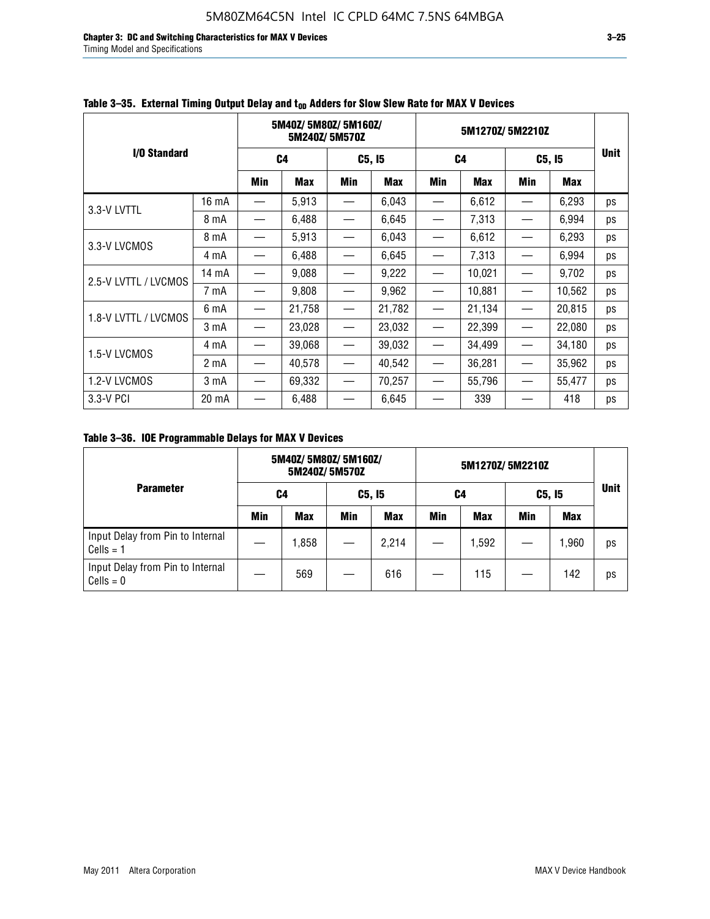**Table 3–35. External Timing Output Delay and $t_{OD}$ Adders for Slow Slew Rate for MAX V Devices**

| I/O Standard | | 5M40Z/ 5M80Z/ 5M160Z/ 5M240Z/ 5M570Z | | | | 5M1270Z/ 5M2210Z | | | | Unit |
|---|---|---|---|---|---|---|---|---|---|---|
| | | C4 | | C5, I5 | | C4 | | C5, I5 | | |
| | | Min | Max | Min | Max | Min | Max | Min | Max | |
| 3.3-V LVTTL | 16 mA | — | 5,913 | — | 6,043 | — | 6,612 | — | 6,293 | ps |
| | 8 mA | — | 6,488 | — | 6,645 | — | 7,313 | — | 6,994 | ps |
| 3.3-V LVCMOS | 8 mA | — | 5,913 | — | 6,043 | — | 6,612 | — | 6,293 | ps |
| | 4 mA | — | 6,488 | — | 6,645 | — | 7,313 | — | 6,994 | ps |
| 2.5-V LVTTL / LVCMOS | 14 mA | — | 9,088 | — | 9,222 | — | 10,021 | — | 9,702 | ps |
| | 7 mA | — | 9,808 | — | 9,962 | — | 10,881 | — | 10,562 | ps |
| 1.8-V LVTTL / LVCMOS | 6 mA | — | 21,758 | — | 21,782 | — | 21,134 | — | 20,815 | ps |
| | 3 mA | — | 23,028 | — | 23,032 | — | 22,399 | — | 22,080 | ps |
| 1.5-V LVCMOS | 4 mA | — | 39,068 | — | 39,032 | — | 34,499 | — | 34,180 | ps |
| | 2 mA | — | 40,578 | — | 40,542 | — | 36,281 | — | 35,962 | ps |
| 1.2-V LVCMOS | 3 mA | — | 69,332 | — | 70,257 | — | 55,796 | — | 55,477 | ps |
| 3.3-V PCI | 20 mA | — | 6,488 | — | 6,645 | — | 339 | — | 418 | ps |

**Table 3–36. IOE Programmable Delays for MAX V Devices**

| Parameter | 5M40Z/ 5M80Z/ 5M160Z/ 5M240Z/ 5M570Z | | | | 5M1270Z/ 5M2210Z | | | | Unit |
|---|---|---|---|---|---|---|---|---|---|
| | C4 | | C5, I5 | | C4 | | C5, I5 | | |
| | Min | Max | Min | Max | Min | Max | Min | Max | |
| Input Delay from Pin to Internal Cells = 1 | — | 1,858 | — | 2,214 | — | 1,592 | — | 1,960 | ps |
| Input Delay from Pin to Internal Cells = 0 | — | 569 | — | 616 | — | 115 | — | 142 | ps |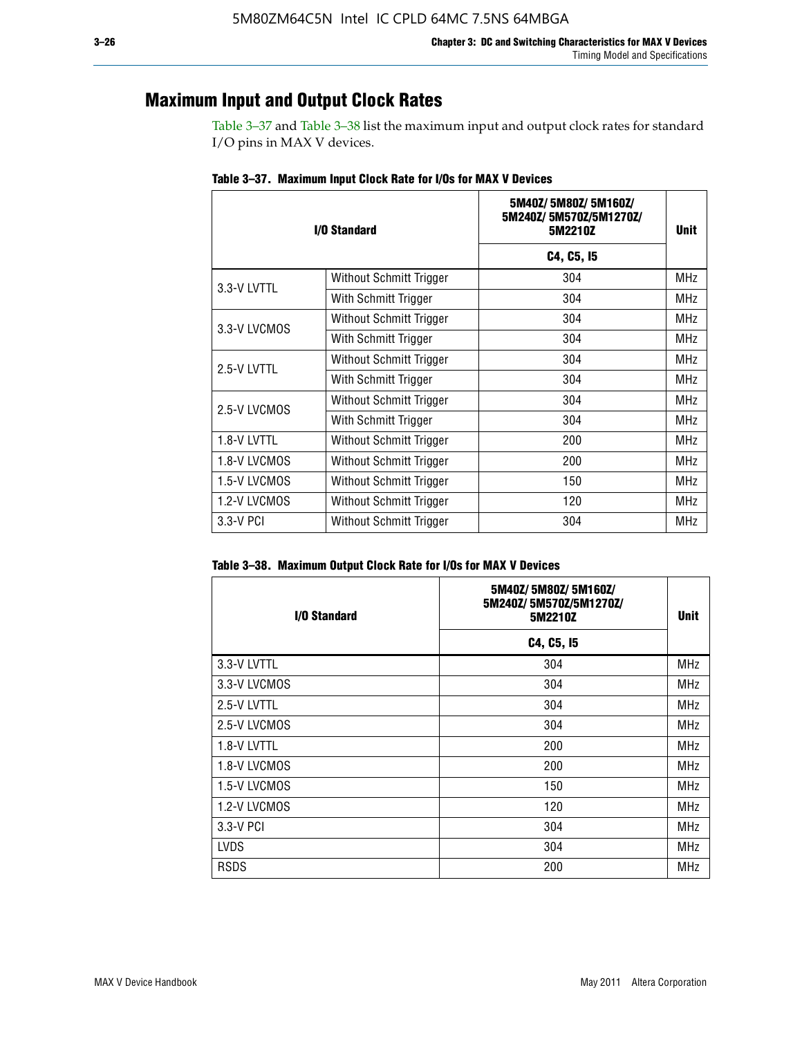## Maximum Input and Output Clock Rates

Table 3–37 and Table 3–38 list the maximum input and output clock rates for standard I/O pins in MAX V devices.

**Table 3–37. Maximum Input Clock Rate for I/Os for MAX V Devices**

| I/O Standard | | 5M40Z/ 5M80Z/ 5M160Z/ 5M240Z/ 5M570Z/5M1270Z/ 5M2210Z | Unit |
|---|---|---|---|
| | | C4, C5, I5 | |
| 3.3-V LVTTL | Without Schmitt Trigger | 304 | MHz |
| | With Schmitt Trigger | 304 | MHz |
| 3.3-V LVCMOS | Without Schmitt Trigger | 304 | MHz |
| | With Schmitt Trigger | 304 | MHz |
| 2.5-V LVTTL | Without Schmitt Trigger | 304 | MHz |
| | With Schmitt Trigger | 304 | MHz |
| 2.5-V LVCMOS | Without Schmitt Trigger | 304 | MHz |
| | With Schmitt Trigger | 304 | MHz |
| 1.8-V LVTTL | Without Schmitt Trigger | 200 | MHz |
| 1.8-V LVCMOS | Without Schmitt Trigger | 200 | MHz |
| 1.5-V LVCMOS | Without Schmitt Trigger | 150 | MHz |
| 1.2-V LVCMOS | Without Schmitt Trigger | 120 | MHz |
| 3.3-V PCI | Without Schmitt Trigger | 304 | MHz |

**Table 3–38. Maximum Output Clock Rate for I/Os for MAX V Devices**

| I/O Standard | 5M40Z/ 5M80Z/ 5M160Z/ 5M240Z/ 5M570Z/5M1270Z/ 5M2210Z | Unit |
|---|---|---|
| | C4, C5, I5 | |
| 3.3-V LVTTL | 304 | MHz |
| 3.3-V LVCMOS | 304 | MHz |
| 2.5-V LVTTL | 304 | MHz |
| 2.5-V LVCMOS | 304 | MHz |
| 1.8-V LVTTL | 200 | MHz |
| 1.8-V LVCMOS | 200 | MHz |
| 1.5-V LVCMOS | 150 | MHz |
| 1.2-V LVCMOS | 120 | MHz |
| 3.3-V PCI | 304 | MHz |
| LVDS | 304 | MHz |
| RSDS | 200 | MHz |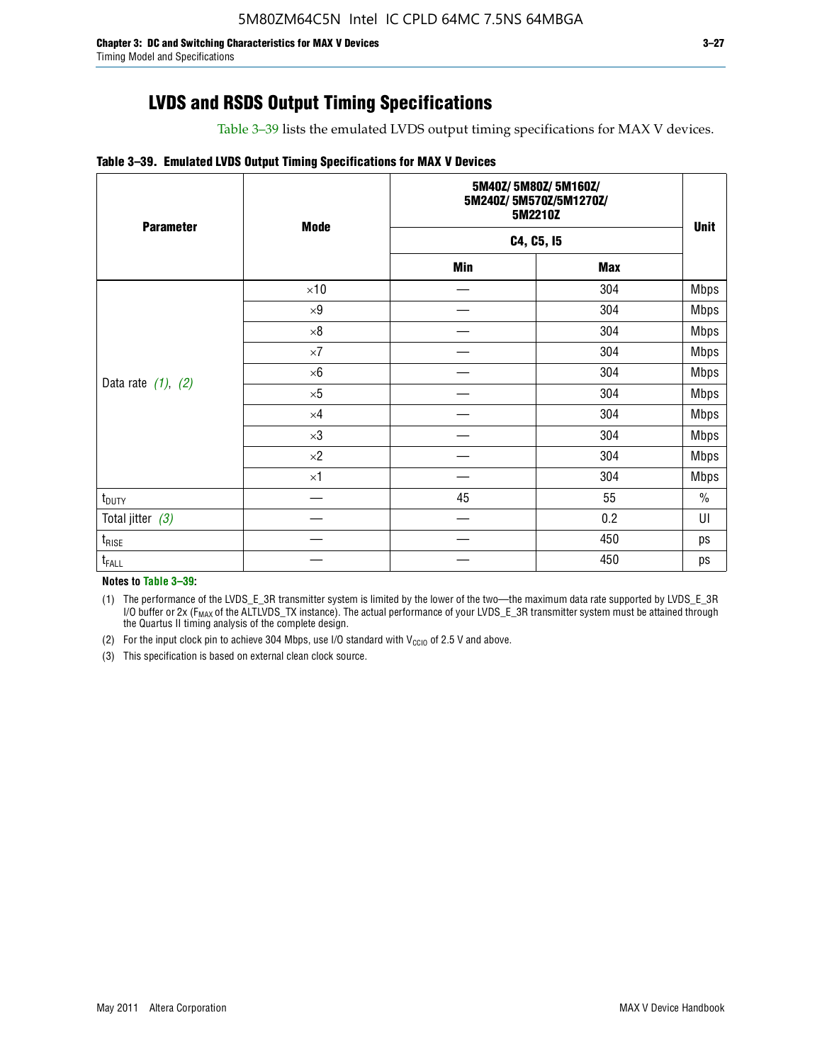## LVDS and RSDS Output Timing Specifications

Table 3–39 lists the emulated LVDS output timing specifications for MAX V devices.

**Table 3–39. Emulated LVDS Output Timing Specifications for MAX V Devices**

| Parameter | Mode | 5M40Z/ 5M80Z/ 5M160Z/ 5M240Z/ 5M570Z/5M1270Z/ 5M2210Z | | Unit |
|---|---|---|---|---|
| | | C4, C5, I5 | | |
| | | Min | Max | |
| Data rate (1), (2) | ×10 | — | 304 | Mbps |
| | ×9 | — | 304 | Mbps |
| | ×8 | — | 304 | Mbps |
| | ×7 | — | 304 | Mbps |
| | ×6 | — | 304 | Mbps |
| | ×5 | — | 304 | Mbps |
| | ×4 | — | 304 | Mbps |
| | ×3 | — | 304 | Mbps |
| | ×2 | — | 304 | Mbps |
| | ×1 | — | 304 | Mbps |
| $t_{DUTY}$ | — | 45 | 55 | % |
| Total jitter (3) | — | — | 0.2 | UI |
| $t_{RISE}$ | — | — | 450 | ps |
| $t_{FALL}$ | — | — | 450 | ps |

**Notes to Table 3–39:**

(1) The performance of the LVDS_E_3R transmitter system is limited by the lower of the two—the maximum data rate supported by LVDS_E_3R I/O buffer or 2x ($F_{MAX}$ of the ALTLVDS_TX instance). The actual performance of your LVDS_E_3R transmitter system must be attained through the Quartus II timing analysis of the complete design.

(2) For the input clock pin to achieve 304 Mbps, use I/O standard with $V_{CCIO}$ of 2.5 V and above.

(3) This specification is based on external clean clock source.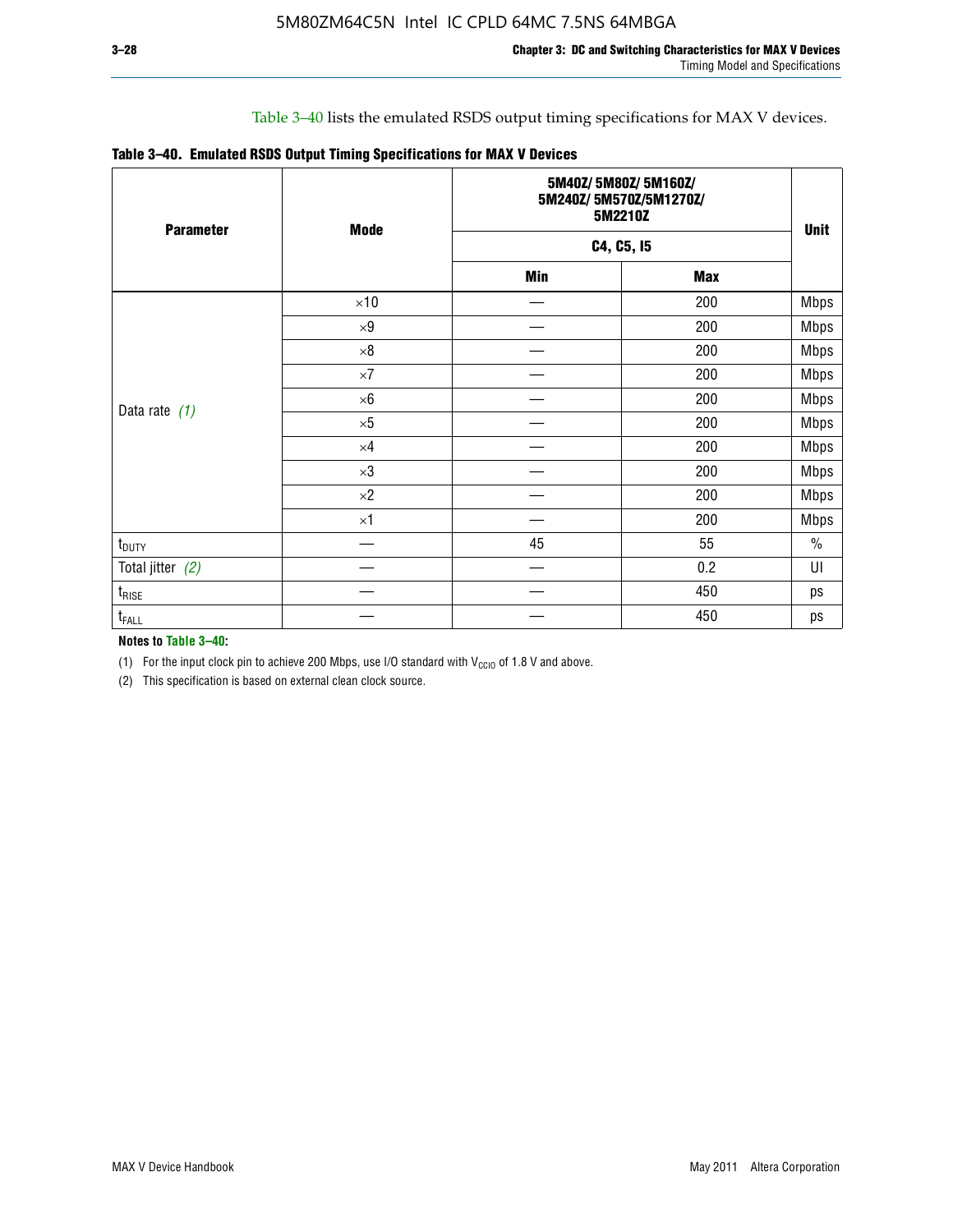Table 3–40 lists the emulated RSDS output timing specifications for MAX V devices.

**Table 3–40. Emulated RSDS Output Timing Specifications for MAX V Devices**

| Parameter | Mode | 5M40Z/ 5M80Z/ 5M160Z/ 5M240Z/ 5M570Z/5M1270Z/ 5M2210Z | | Unit |
|---|---|---|---|---|
| | | C4, C5, I5 | | |
| | | Min | Max | |
| Data rate *(1)* | ×10 | — | 200 | Mbps |
| | ×9 | — | 200 | Mbps |
| | ×8 | — | 200 | Mbps |
| | ×7 | — | 200 | Mbps |
| | ×6 | — | 200 | Mbps |
| | ×5 | — | 200 | Mbps |
| | ×4 | — | 200 | Mbps |
| | ×3 | — | 200 | Mbps |
| | ×2 | — | 200 | Mbps |
| | ×1 | — | 200 | Mbps |
| $t_{DUTY}$ | — | 45 | 55 | % |
| Total jitter *(2)* | — | — | 0.2 | UI |
| $t_{RISE}$ | — | — | 450 | ps |
| $t_{FALL}$ | — | — | 450 | ps |

**Notes to Table 3–40:**

(1) For the input clock pin to achieve 200 Mbps, use I/O standard with $V_{CCIO}$ of 1.8 V and above.

(2) This specification is based on external clean clock source.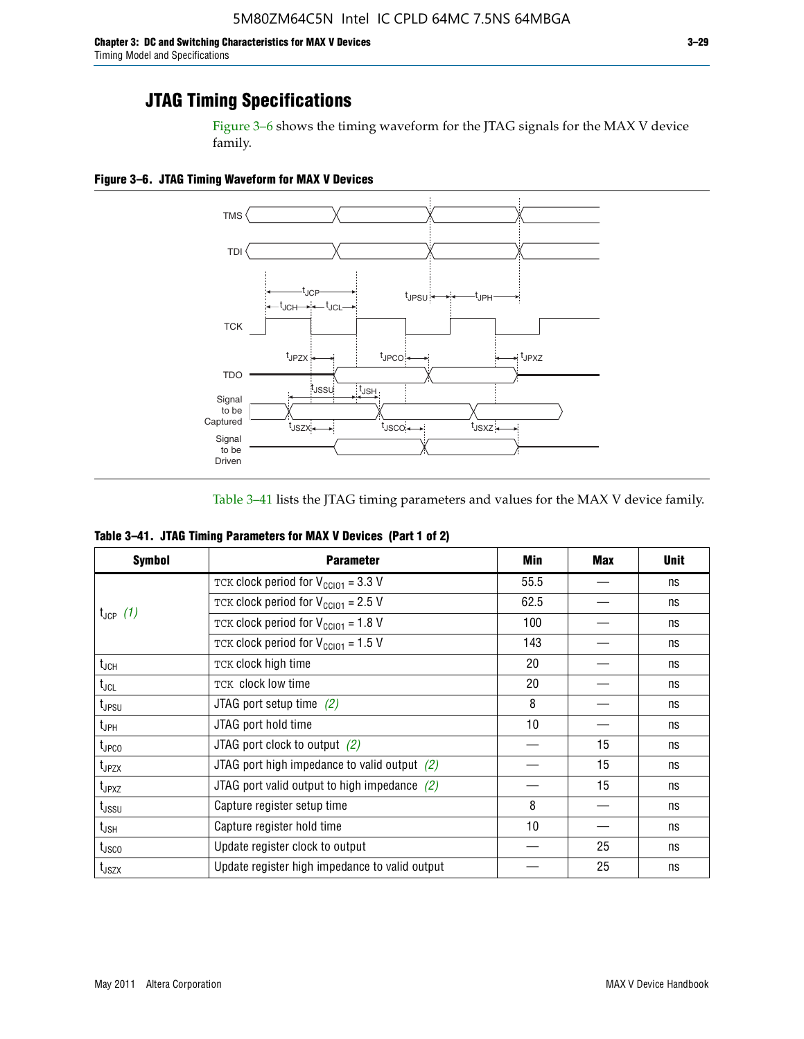## JTAG Timing Specifications

Figure 3–6 shows the timing waveform for the JTAG signals for the MAX V device family.

**Figure 3–6. JTAG Timing Waveform for MAX V Devices**

Table 3–41 lists the JTAG timing parameters and values for the MAX V device family.

**Table 3–41. JTAG Timing Parameters for MAX V Devices (Part 1 of 2)**

| Symbol | Parameter | Min | Max | Unit |
|---|---|---|---|---|
| $t_{JCP}$ *(1)* | TCK clock period for $V_{CCIO1}$ = 3.3 V | 55.5 | — | ns |
| | TCK clock period for $V_{CCIO1}$ = 2.5 V | 62.5 | — | ns |
| | TCK clock period for $V_{CCIO1}$ = 1.8 V | 100 | — | ns |
| | TCK clock period for $V_{CCIO1}$ = 1.5 V | 143 | — | ns |
| $t_{JCH}$ | TCK clock high time | 20 | — | ns |
| $t_{JCL}$ | TCK clock low time | 20 | — | ns |
| $t_{JPSU}$ | JTAG port setup time *(2)* | 8 | — | ns |
| $t_{JPH}$ | JTAG port hold time | 10 | — | ns |
| $t_{JPCO}$ | JTAG port clock to output *(2)* | — | 15 | ns |
| $t_{JPZX}$ | JTAG port high impedance to valid output *(2)* | — | 15 | ns |
| $t_{JPXZ}$ | JTAG port valid output to high impedance *(2)* | — | 15 | ns |
| $t_{JSSU}$ | Capture register setup time | 8 | — | ns |
| $t_{JSH}$ | Capture register hold time | 10 | — | ns |
| $t_{JSCO}$ | Update register clock to output | — | 25 | ns |
| $t_{JSZX}$ | Update register high impedance to valid output | — | 25 | ns |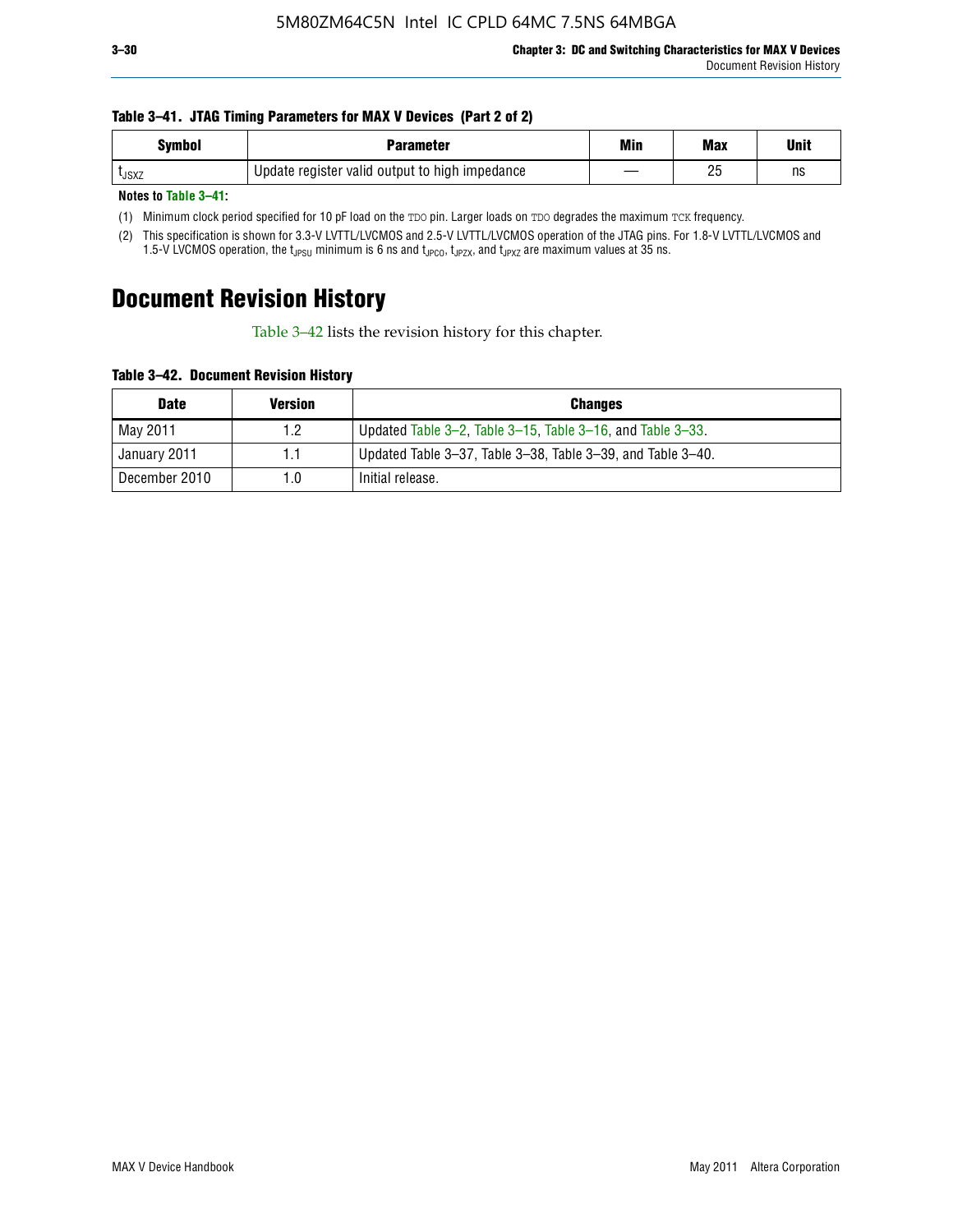**Table 3–41. JTAG Timing Parameters for MAX V Devices (Part 2 of 2)**

| Symbol | Parameter | Min | Max | Unit |
|---|---|---|---|---|
| $t_{JSXZ}$ | Update register valid output to high impedance | — | 25 | ns |

**Notes to Table 3–41:**

(1) Minimum clock period specified for 10 pF load on the TDO pin. Larger loads on TDO degrades the maximum TCK frequency.

(2) This specification is shown for 3.3-V LVTTL/LVCMOS and 2.5-V LVTTL/LVCMOS operation of the JTAG pins. For 1.8-V LVTTL/LVCMOS and 1.5-V LVCMOS operation, the $t_{JPSU}$ minimum is 6 ns and $t_{JPCO}$, $t_{JPZX}$, and $t_{JPXZ}$ are maximum values at 35 ns.

# Document Revision History

Table 3–42 lists the revision history for this chapter.

**Table 3–42. Document Revision History**

| Date | Version | Changes |
|---|---|---|
| May 2011 | 1.2 | Updated Table 3–2, Table 3–15, Table 3–16, and Table 3–33. |
| January 2011 | 1.1 | Updated Table 3–37, Table 3–38, Table 3–39, and Table 3–40. |
| December 2010 | 1.0 | Initial release. |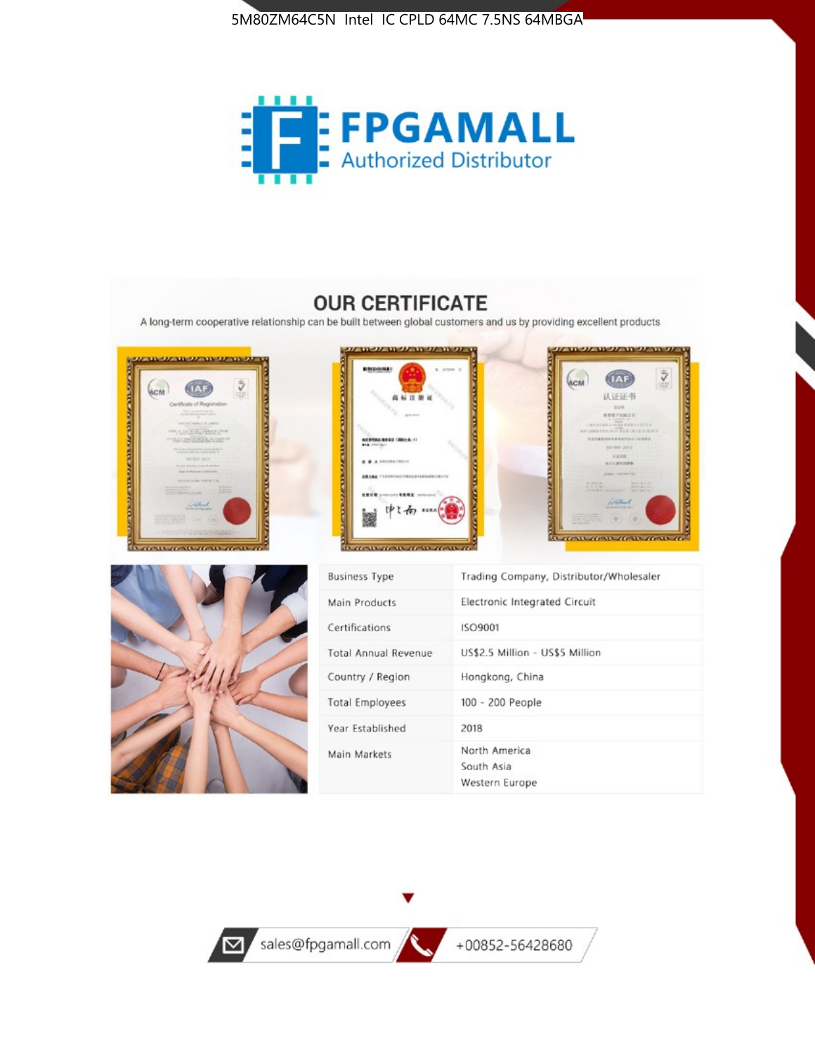FPGAMALL
Authorized Distributor

# OUR CERTIFICATE

A long-term cooperative relationship can be built between global customers and us by providing excellent products

| | |
|---|---|
| Business Type | Trading Company, Distributor/Wholesaler |
| Main Products | Electronic Integrated Circuit |
| Certifications | ISO9001 |
| Total Annual Revenue | US$2.5 Million - US$5 Million |
| Country / Region | Hongkong, China |
| Total Employees | 100 - 200 People |
| Year Established | 2018 |
| Main Markets | North America<br>South Asia<br>Western Europe |

sales@fpgamall.com

+00852-56428680